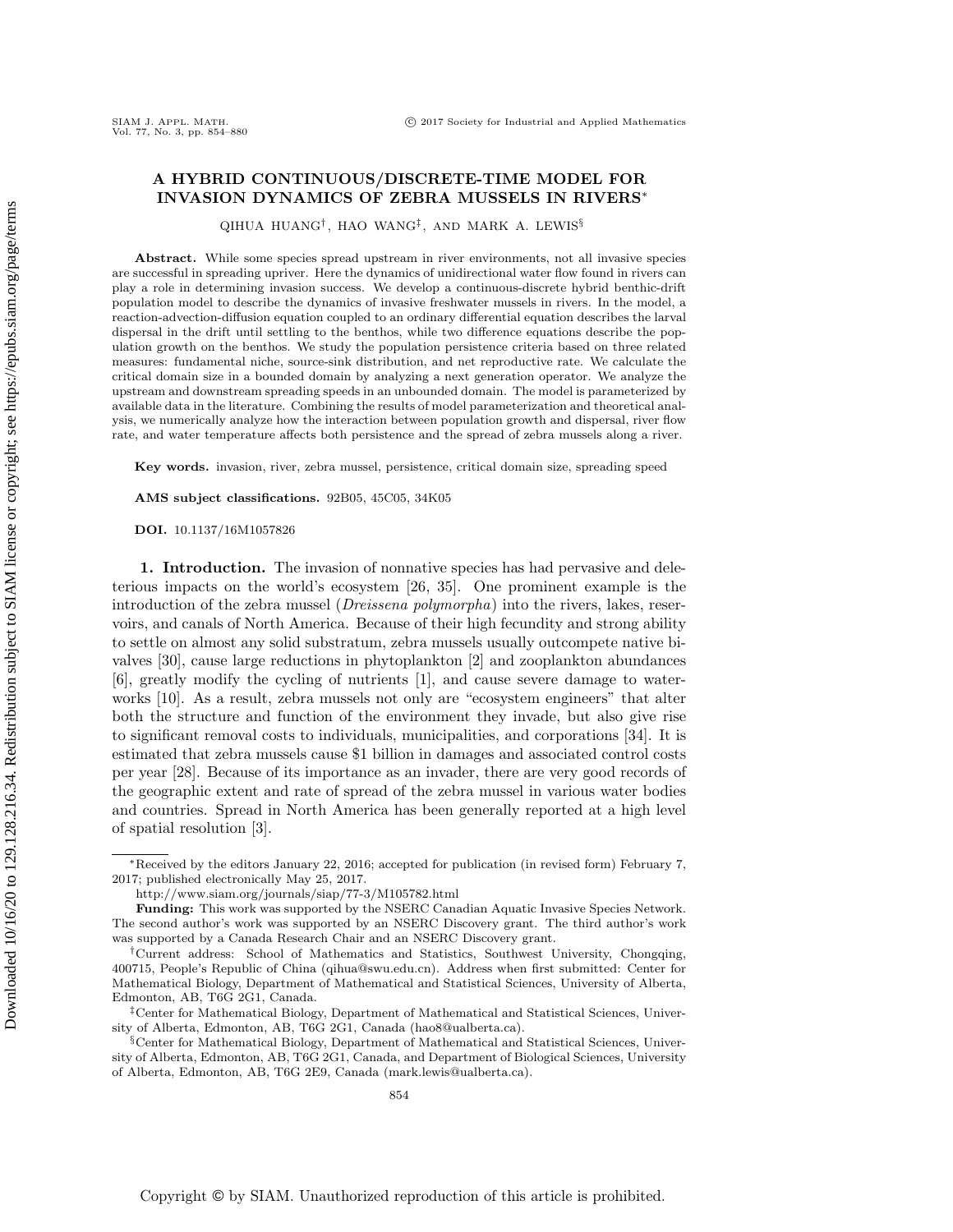# A HYBRID CONTINUOUS/DISCRETE-TIME MODEL FOR INVASION DYNAMICS OF ZEBRA MUSSELS IN RIVERS*

QIHUA HUANG†, HAO WANG‡, AND MARK A. LEWIS§

**Abstract.** While some species spread upstream in river environments, not all invasive species are successful in spreading upriver. Here the dynamics of unidirectional water flow found in rivers can play a role in determining invasion success. We develop a continuous-discrete hybrid benthic-drift population model to describe the dynamics of invasive freshwater mussels in rivers. In the model, a reaction-advection-diffusion equation coupled to an ordinary differential equation describes the larval dispersal in the drift until settling to the benthos, while two difference equations describe the population growth on the benthos. We study the population persistence criteria based on three related measures: fundamental niche, source-sink distribution, and net reproductive rate. We calculate the critical domain size in a bounded domain by analyzing a next generation operator. We analyze the upstream and downstream spreading speeds in an unbounded domain. The model is parameterized by available data in the literature. Combining the results of model parameterization and theoretical analysis, we numerically analyze how the interaction between population growth and dispersal, river flow rate, and water temperature affects both persistence and the spread of zebra mussels along a river.

**Key words.** invasion, river, zebra mussel, persistence, critical domain size, spreading speed

**AMS subject classifications.** 92B05, 45C05, 34K05

**DOI.** 10.1137/16M1057826

## 1. Introduction.

The invasion of nonnative species has had pervasive and deleterious impacts on the world's ecosystem [26, 35]. One prominent example is the introduction of the zebra mussel (*Dreissena polymorpha*) into the rivers, lakes, reservoirs, and canals of North America. Because of their high fecundity and strong ability to settle on almost any solid substratum, zebra mussels usually outcompete native bivalves [30], cause large reductions in phytoplankton [2] and zooplankton abundances [6], greatly modify the cycling of nutrients [1], and cause severe damage to waterworks [10]. As a result, zebra mussels not only are "ecosystem engineers" that alter both the structure and function of the environment they invade, but also give rise to significant removal costs to individuals, municipalities, and corporations [34]. It is estimated that zebra mussels cause \$1 billion in damages and associated control costs per year [28]. Because of its importance as an invader, there are very good records of the geographic extent and rate of spread of the zebra mussel in various water bodies and countries. Spread in North America has been generally reported at a high level of spatial resolution [3].

---

*Received by the editors January 22, 2016; accepted for publication (in revised form) February 7, 2017; published electronically May 25, 2017.

http://www.siam.org/journals/siap/77-3/M105782.html

**Funding:** This work was supported by the NSERC Canadian Aquatic Invasive Species Network. The second author's work was supported by an NSERC Discovery grant. The third author's work was supported by a Canada Research Chair and an NSERC Discovery grant.

†Current address: School of Mathematics and Statistics, Southwest University, Chongqing, 400715, People's Republic of China (qihua@swu.edu.cn). Address when first submitted: Center for Mathematical Biology, Department of Mathematical and Statistical Sciences, University of Alberta, Edmonton, AB, T6G 2G1, Canada.

‡Center for Mathematical Biology, Department of Mathematical and Statistical Sciences, University of Alberta, Edmonton, AB, T6G 2G1, Canada (hao8@ualberta.ca).

§Center for Mathematical Biology, Department of Mathematical and Statistical Sciences, University of Alberta, Edmonton, AB, T6G 2G1, Canada, and Department of Biological Sciences, University of Alberta, Edmonton, AB, T6G 2E9, Canada (mark.lewis@ualberta.ca).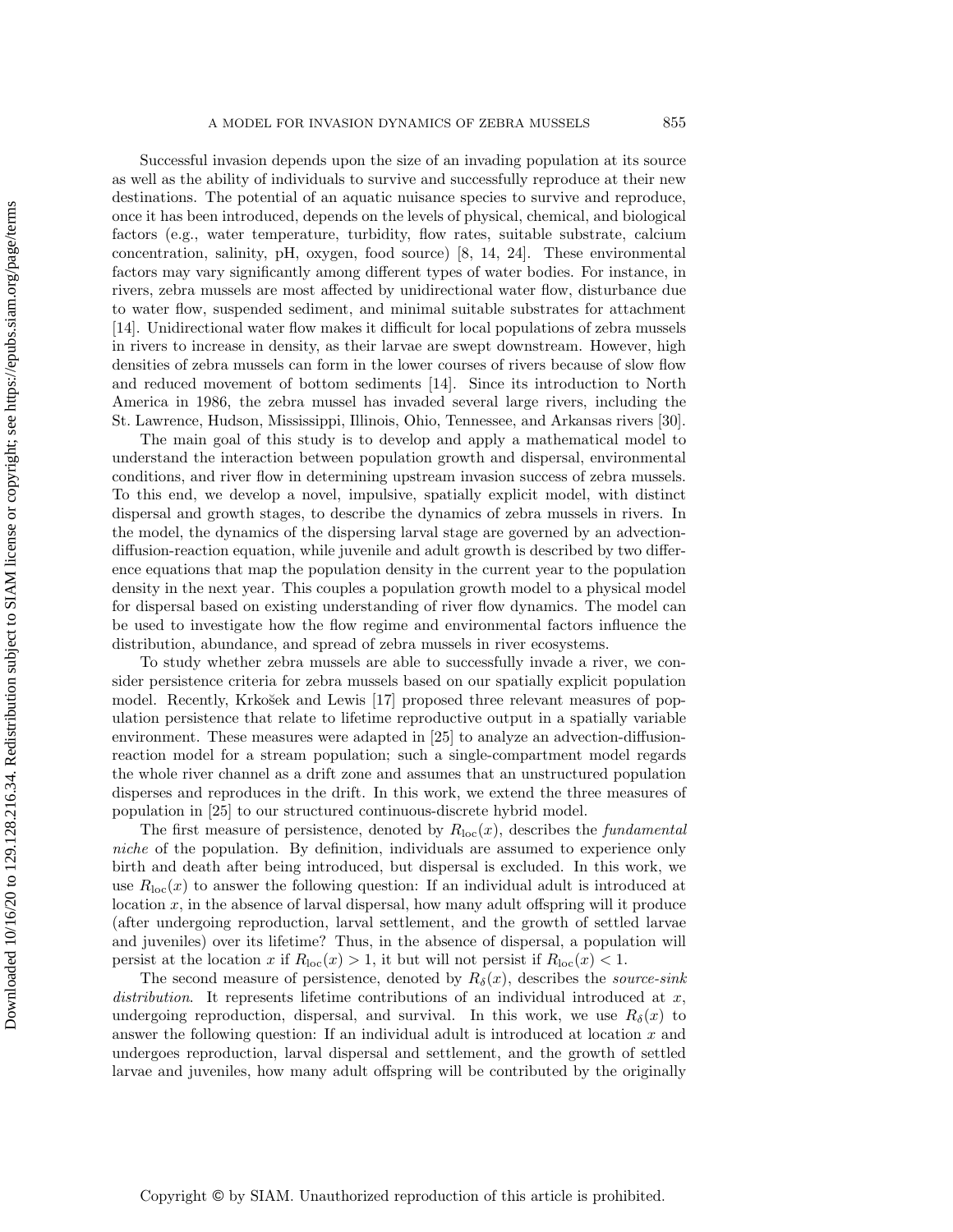Successful invasion depends upon the size of an invading population at its source as well as the ability of individuals to survive and successfully reproduce at their new destinations. The potential of an aquatic nuisance species to survive and reproduce, once it has been introduced, depends on the levels of physical, chemical, and biological factors (e.g., water temperature, turbidity, flow rates, suitable substrate, calcium concentration, salinity, pH, oxygen, food source) [8, 14, 24]. These environmental factors may vary significantly among different types of water bodies. For instance, in rivers, zebra mussels are most affected by unidirectional water flow, disturbance due to water flow, suspended sediment, and minimal suitable substrates for attachment [14]. Unidirectional water flow makes it difficult for local populations of zebra mussels in rivers to increase in density, as their larvae are swept downstream. However, high densities of zebra mussels can form in the lower courses of rivers because of slow flow and reduced movement of bottom sediments [14]. Since its introduction to North America in 1986, the zebra mussel has invaded several large rivers, including the St. Lawrence, Hudson, Mississippi, Illinois, Ohio, Tennessee, and Arkansas rivers [30].

The main goal of this study is to develop and apply a mathematical model to understand the interaction between population growth and dispersal, environmental conditions, and river flow in determining upstream invasion success of zebra mussels. To this end, we develop a novel, impulsive, spatially explicit model, with distinct dispersal and growth stages, to describe the dynamics of zebra mussels in rivers. In the model, the dynamics of the dispersing larval stage are governed by an advection-diffusion-reaction equation, while juvenile and adult growth is described by two difference equations that map the population density in the current year to the population density in the next year. This couples a population growth model to a physical model for dispersal based on existing understanding of river flow dynamics. The model can be used to investigate how the flow regime and environmental factors influence the distribution, abundance, and spread of zebra mussels in river ecosystems.

To study whether zebra mussels are able to successfully invade a river, we consider persistence criteria for zebra mussels based on our spatially explicit population model. Recently, Krkošek and Lewis [17] proposed three relevant measures of population persistence that relate to lifetime reproductive output in a spatially variable environment. These measures were adapted in [25] to analyze an advection-diffusion-reaction model for a stream population; such a single-compartment model regards the whole river channel as a drift zone and assumes that an unstructured population disperses and reproduces in the drift. In this work, we extend the three measures of population in [25] to our structured continuous-discrete hybrid model.

The first measure of persistence, denoted by $R_{\mathrm{loc}}(x)$, describes the *fundamental niche* of the population. By definition, individuals are assumed to experience only birth and death after being introduced, but dispersal is excluded. In this work, we use $R_{\mathrm{loc}}(x)$ to answer the following question: If an individual adult is introduced at location $x$, in the absence of larval dispersal, how many adult offspring will it produce (after undergoing reproduction, larval settlement, and the growth of settled larvae and juveniles) over its lifetime? Thus, in the absence of dispersal, a population will persist at the location $x$ if $R_{\mathrm{loc}}(x) > 1$, it but will not persist if $R_{\mathrm{loc}}(x) < 1$.

The second measure of persistence, denoted by $R_{\delta}(x)$, describes the *source-sink distribution*. It represents lifetime contributions of an individual introduced at $x$, undergoing reproduction, dispersal, and survival. In this work, we use $R_{\delta}(x)$ to answer the following question: If an individual adult is introduced at location $x$ and undergoes reproduction, larval dispersal and settlement, and the growth of settled larvae and juveniles, how many adult offspring will be contributed by the originally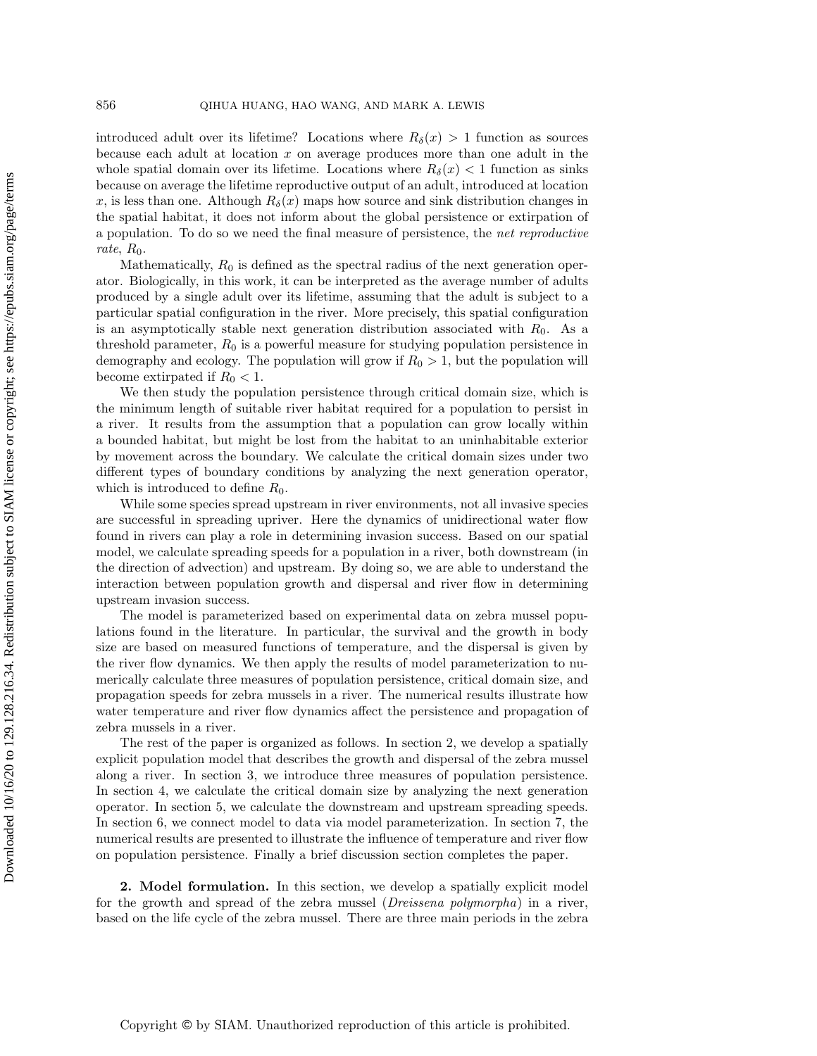introduced adult over its lifetime? Locations where $R_\delta(x) > 1$ function as sources because each adult at location $x$ on average produces more than one adult in the whole spatial domain over its lifetime. Locations where $R_\delta(x) < 1$ function as sinks because on average the lifetime reproductive output of an adult, introduced at location $x$, is less than one. Although $R_\delta(x)$ maps how source and sink distribution changes in the spatial habitat, it does not inform about the global persistence or extirpation of a population. To do so we need the final measure of persistence, the *net reproductive rate*, $R_0$.

Mathematically, $R_0$ is defined as the spectral radius of the next generation operator. Biologically, in this work, it can be interpreted as the average number of adults produced by a single adult over its lifetime, assuming that the adult is subject to a particular spatial configuration in the river. More precisely, this spatial configuration is an asymptotically stable next generation distribution associated with $R_0$. As a threshold parameter, $R_0$ is a powerful measure for studying population persistence in demography and ecology. The population will grow if $R_0 > 1$, but the population will become extirpated if $R_0 < 1$.

We then study the population persistence through critical domain size, which is the minimum length of suitable river habitat required for a population to persist in a river. It results from the assumption that a population can grow locally within a bounded habitat, but might be lost from the habitat to an uninhabitable exterior by movement across the boundary. We calculate the critical domain sizes under two different types of boundary conditions by analyzing the next generation operator, which is introduced to define $R_0$.

While some species spread upstream in river environments, not all invasive species are successful in spreading upriver. Here the dynamics of unidirectional water flow found in rivers can play a role in determining invasion success. Based on our spatial model, we calculate spreading speeds for a population in a river, both downstream (in the direction of advection) and upstream. By doing so, we are able to understand the interaction between population growth and dispersal and river flow in determining upstream invasion success.

The model is parameterized based on experimental data on zebra mussel populations found in the literature. In particular, the survival and the growth in body size are based on measured functions of temperature, and the dispersal is given by the river flow dynamics. We then apply the results of model parameterization to numerically calculate three measures of population persistence, critical domain size, and propagation speeds for zebra mussels in a river. The numerical results illustrate how water temperature and river flow dynamics affect the persistence and propagation of zebra mussels in a river.

The rest of the paper is organized as follows. In section 2, we develop a spatially explicit population model that describes the growth and dispersal of the zebra mussel along a river. In section 3, we introduce three measures of population persistence. In section 4, we calculate the critical domain size by analyzing the next generation operator. In section 5, we calculate the downstream and upstream spreading speeds. In section 6, we connect model to data via model parameterization. In section 7, the numerical results are presented to illustrate the influence of temperature and river flow on population persistence. Finally a brief discussion section completes the paper.

## 2. Model formulation.

In this section, we develop a spatially explicit model for the growth and spread of the zebra mussel (*Dreissena polymorpha*) in a river, based on the life cycle of the zebra mussel. There are three main periods in the zebra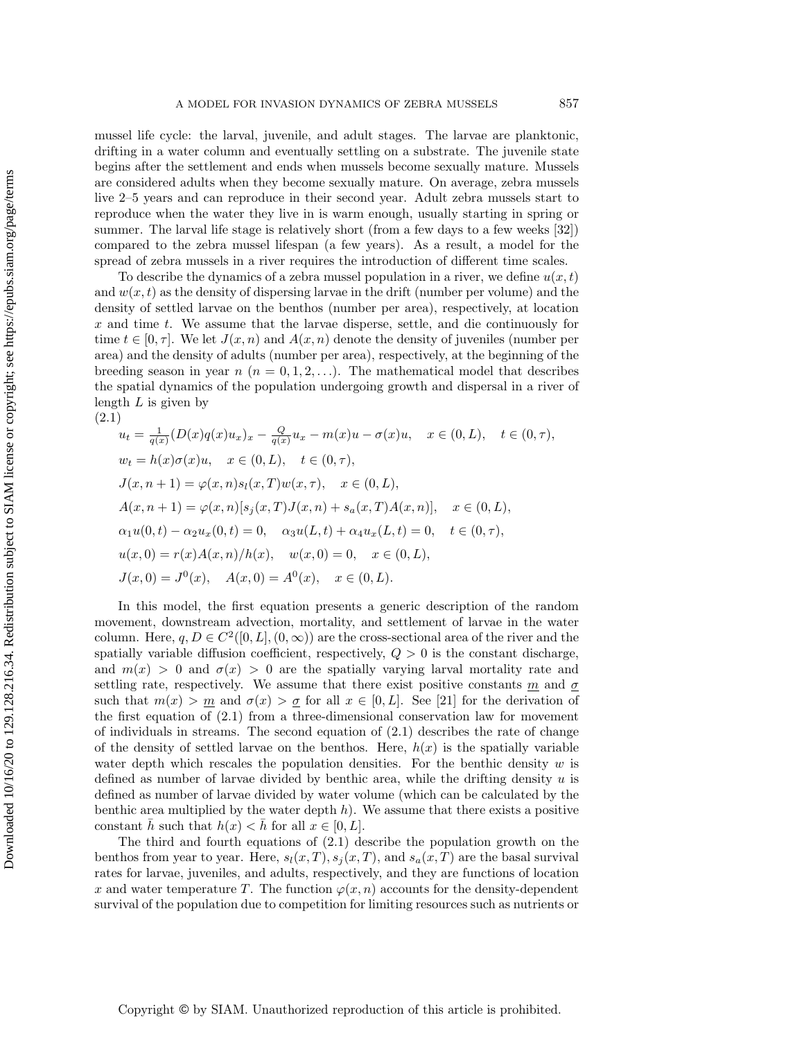mussel life cycle: the larval, juvenile, and adult stages. The larvae are planktonic, drifting in a water column and eventually settling on a substrate. The juvenile state begins after the settlement and ends when mussels become sexually mature. Mussels are considered adults when they become sexually mature. On average, zebra mussels live 2–5 years and can reproduce in their second year. Adult zebra mussels start to reproduce when the water they live in is warm enough, usually starting in spring or summer. The larval life stage is relatively short (from a few days to a few weeks [32]) compared to the zebra mussel lifespan (a few years). As a result, a model for the spread of zebra mussels in a river requires the introduction of different time scales.

To describe the dynamics of a zebra mussel population in a river, we define $u(x,t)$ and $w(x,t)$ as the density of dispersing larvae in the drift (number per volume) and the density of settled larvae on the benthos (number per area), respectively, at location $x$ and time $t$. We assume that the larvae disperse, settle, and die continuously for time $t \in [0,\tau]$. We let $J(x,n)$ and $A(x,n)$ denote the density of juveniles (number per area) and the density of adults (number per area), respectively, at the beginning of the breeding season in year $n$ ($n = 0,1,2,\ldots$). The mathematical model that describes the spatial dynamics of the population undergoing growth and dispersal in a river of length $L$ is given by

(2.1)

$$
\begin{aligned}
&u_t = \tfrac{1}{q(x)}(D(x)q(x)u_x)_x - \tfrac{Q}{q(x)}u_x - m(x)u - \sigma(x)u, \quad x \in (0,L), \quad t \in (0,\tau),\\
&w_t = h(x)\sigma(x)u, \quad x \in (0,L), \quad t \in (0,\tau),\\
&J(x,n+1) = \varphi(x,n)s_l(x,T)w(x,\tau), \quad x \in (0,L),\\
&A(x,n+1) = \varphi(x,n)[s_j(x,T)J(x,n) + s_a(x,T)A(x,n)], \quad x \in (0,L),\\
&\alpha_1 u(0,t) - \alpha_2 u_x(0,t) = 0, \quad \alpha_3 u(L,t) + \alpha_4 u_x(L,t) = 0, \quad t \in (0,\tau),\\
&u(x,0) = r(x)A(x,n)/h(x), \quad w(x,0) = 0, \quad x \in (0,L),\\
&J(x,0) = J^0(x), \quad A(x,0) = A^0(x), \quad x \in (0,L).
\end{aligned}
$$

In this model, the first equation presents a generic description of the random movement, downstream advection, mortality, and settlement of larvae in the water column. Here, $q, D \in C^2([0,L],(0,\infty))$ are the cross-sectional area of the river and the spatially variable diffusion coefficient, respectively, $Q > 0$ is the constant discharge, and $m(x) > 0$ and $\sigma(x) > 0$ are the spatially varying larval mortality rate and settling rate, respectively. We assume that there exist positive constants $\underline{m}$ and $\underline{\sigma}$ such that $m(x) > \underline{m}$ and $\sigma(x) > \underline{\sigma}$ for all $x \in [0,L]$. See [21] for the derivation of the first equation of (2.1) from a three-dimensional conservation law for movement of individuals in streams. The second equation of (2.1) describes the rate of change of the density of settled larvae on the benthos. Here, $h(x)$ is the spatially variable water depth which rescales the population densities. For the benthic density $w$ is defined as number of larvae divided by benthic area, while the drifting density $u$ is defined as number of larvae divided by water volume (which can be calculated by the benthic area multiplied by the water depth $h$). We assume that there exists a positive constant $\bar{h}$ such that $h(x) < \bar{h}$ for all $x \in [0,L]$.

The third and fourth equations of (2.1) describe the population growth on the benthos from year to year. Here, $s_l(x,T)$, $s_j(x,T)$, and $s_a(x,T)$ are the basal survival rates for larvae, juveniles, and adults, respectively, and they are functions of location $x$ and water temperature $T$. The function $\varphi(x,n)$ accounts for the density-dependent survival of the population due to competition for limiting resources such as nutrients or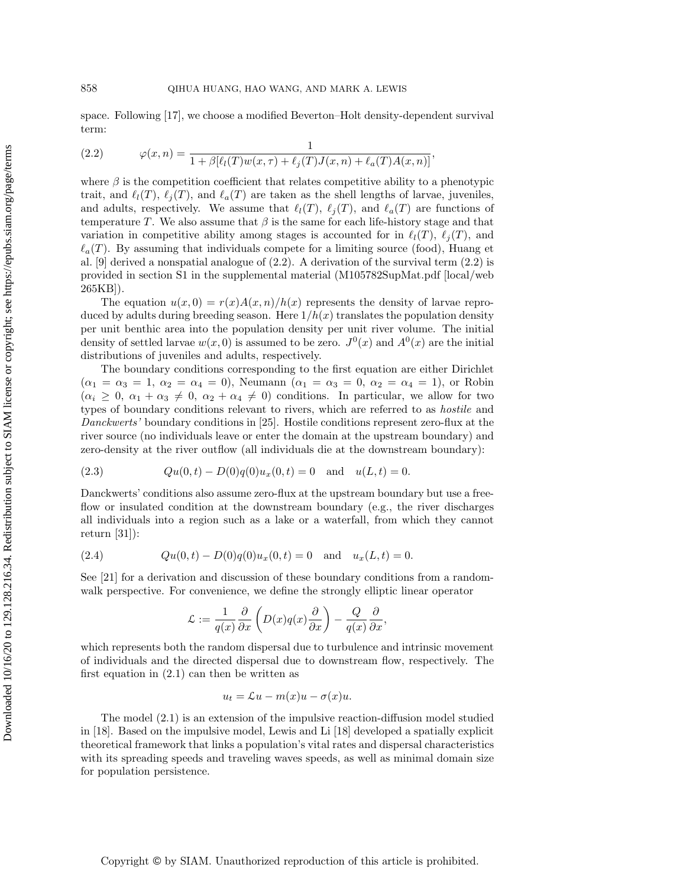space. Following [17], we choose a modified Beverton–Holt density-dependent survival term:

$$\varphi(x, n) = \frac{1}{1 + \beta[\ell_l(T)w(x, \tau) + \ell_j(T)J(x, n) + \ell_a(T)A(x, n)]}, \tag{2.2}$$

where $\beta$ is the competition coefficient that relates competitive ability to a phenotypic trait, and $\ell_l(T)$, $\ell_j(T)$, and $\ell_a(T)$ are taken as the shell lengths of larvae, juveniles, and adults, respectively. We assume that $\ell_l(T)$, $\ell_j(T)$, and $\ell_a(T)$ are functions of temperature $T$. We also assume that $\beta$ is the same for each life-history stage and that variation in competitive ability among stages is accounted for in $\ell_l(T)$, $\ell_j(T)$, and $\ell_a(T)$. By assuming that individuals compete for a limiting source (food), Huang et al. [9] derived a nonspatial analogue of (2.2). A derivation of the survival term (2.2) is provided in section S1 in the supplemental material (M105782SupMat.pdf [local/web 265KB]).

The equation $u(x, 0) = r(x)A(x, n)/h(x)$ represents the density of larvae reproduced by adults during breeding season. Here $1/h(x)$ translates the population density per unit benthic area into the population density per unit river volume. The initial density of settled larvae $w(x, 0)$ is assumed to be zero. $J^0(x)$ and $A^0(x)$ are the initial distributions of juveniles and adults, respectively.

The boundary conditions corresponding to the first equation are either Dirichlet ($\alpha_1 = \alpha_3 = 1$, $\alpha_2 = \alpha_4 = 0$), Neumann ($\alpha_1 = \alpha_3 = 0$, $\alpha_2 = \alpha_4 = 1$), or Robin ($\alpha_i \geq 0$, $\alpha_1 + \alpha_3 \neq 0$, $\alpha_2 + \alpha_4 \neq 0$) conditions. In particular, we allow for two types of boundary conditions relevant to rivers, which are referred to as *hostile* and *Danckwerts'* boundary conditions in [25]. Hostile conditions represent zero-flux at the river source (no individuals leave or enter the domain at the upstream boundary) and zero-density at the river outflow (all individuals die at the downstream boundary):

$$Qu(0, t) - D(0)q(0)u_x(0, t) = 0 \quad \text{and} \quad u(L, t) = 0. \tag{2.3}$$

Danckwerts' conditions also assume zero-flux at the upstream boundary but use a free-flow or insulated condition at the downstream boundary (e.g., the river discharges all individuals into a region such as a lake or a waterfall, from which they cannot return [31]):

$$Qu(0, t) - D(0)q(0)u_x(0, t) = 0 \quad \text{and} \quad u_x(L, t) = 0. \tag{2.4}$$

See [21] for a derivation and discussion of these boundary conditions from a random-walk perspective. For convenience, we define the strongly elliptic linear operator

$$\mathcal{L} := \frac{1}{q(x)} \frac{\partial}{\partial x}\left(D(x)q(x)\frac{\partial}{\partial x}\right) - \frac{Q}{q(x)}\frac{\partial}{\partial x},$$

which represents both the random dispersal due to turbulence and intrinsic movement of individuals and the directed dispersal due to downstream flow, respectively. The first equation in (2.1) can then be written as

$$u_t = \mathcal{L}u - m(x)u - \sigma(x)u.$$

The model (2.1) is an extension of the impulsive reaction-diffusion model studied in [18]. Based on the impulsive model, Lewis and Li [18] developed a spatially explicit theoretical framework that links a population's vital rates and dispersal characteristics with its spreading speeds and traveling waves speeds, as well as minimal domain size for population persistence.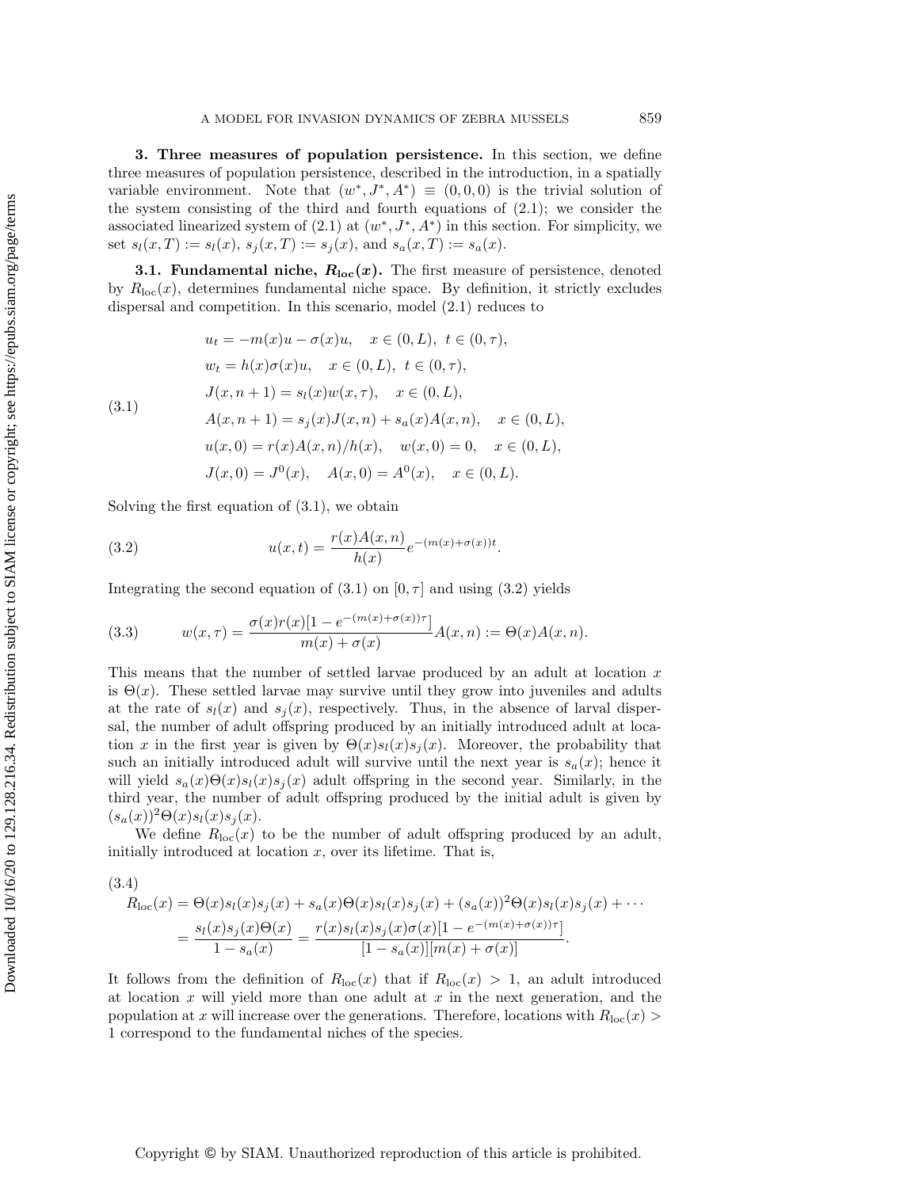**3. Three measures of population persistence.** In this section, we define three measures of population persistence, described in the introduction, in a spatially variable environment. Note that $(w^*, J^*, A^*) \equiv (0,0,0)$ is the trivial solution of the system consisting of the third and fourth equations of (2.1); we consider the associated linearized system of (2.1) at $(w^*, J^*, A^*)$ in this section. For simplicity, we set $s_l(x,T) := s_l(x)$, $s_j(x,T) := s_j(x)$, and $s_a(x,T) := s_a(x)$.

**3.1. Fundamental niche, $R_{\text{loc}}(x)$.** The first measure of persistence, denoted by $R_{\text{loc}}(x)$, determines fundamental niche space. By definition, it strictly excludes dispersal and competition. In this scenario, model (2.1) reduces to

$$
\begin{aligned}
&u_t = -m(x)u - \sigma(x)u, \quad x \in (0,L),\ t \in (0,\tau),\\
&w_t = h(x)\sigma(x)u, \quad x \in (0,L),\ t \in (0,\tau),\\
&J(x,n+1) = s_l(x)w(x,\tau), \quad x \in (0,L),\\
&A(x,n+1) = s_j(x)J(x,n) + s_a(x)A(x,n), \quad x \in (0,L),\\
&u(x,0) = r(x)A(x,n)/h(x), \quad w(x,0) = 0, \quad x \in (0,L),\\
&J(x,0) = J^0(x), \quad A(x,0) = A^0(x), \quad x \in (0,L).
\end{aligned}
\tag{3.1}
$$

Solving the first equation of (3.1), we obtain

$$
u(x,t) = \frac{r(x)A(x,n)}{h(x)} e^{-(m(x)+\sigma(x))t}. \tag{3.2}
$$

Integrating the second equation of (3.1) on $[0,\tau]$ and using (3.2) yields

$$
w(x,\tau) = \frac{\sigma(x)r(x)[1-e^{-(m(x)+\sigma(x))\tau}]}{m(x)+\sigma(x)} A(x,n) := \Theta(x)A(x,n). \tag{3.3}
$$

This means that the number of settled larvae produced by an adult at location $x$ is $\Theta(x)$. These settled larvae may survive until they grow into juveniles and adults at the rate of $s_l(x)$ and $s_j(x)$, respectively. Thus, in the absence of larval dispersal, the number of adult offspring produced by an initially introduced adult at location $x$ in the first year is given by $\Theta(x)s_l(x)s_j(x)$. Moreover, the probability that such an initially introduced adult will survive until the next year is $s_a(x)$; hence it will yield $s_a(x)\Theta(x)s_l(x)s_j(x)$ adult offspring in the second year. Similarly, in the third year, the number of adult offspring produced by the initial adult is given by $(s_a(x))^2\Theta(x)s_l(x)s_j(x)$.

We define $R_{\text{loc}}(x)$ to be the number of adult offspring produced by an adult, initially introduced at location $x$, over its lifetime. That is,

$$
\begin{aligned}
R_{\text{loc}}(x) &= \Theta(x)s_l(x)s_j(x) + s_a(x)\Theta(x)s_l(x)s_j(x) + (s_a(x))^2\Theta(x)s_l(x)s_j(x) + \cdots\\
&= \frac{s_l(x)s_j(x)\Theta(x)}{1-s_a(x)} = \frac{r(x)s_l(x)s_j(x)\sigma(x)[1-e^{-(m(x)+\sigma(x))\tau}]}{[1-s_a(x)][m(x)+\sigma(x)]}.
\end{aligned}
\tag{3.4}
$$

It follows from the definition of $R_{\text{loc}}(x)$ that if $R_{\text{loc}}(x) > 1$, an adult introduced at location $x$ will yield more than one adult at $x$ in the next generation, and the population at $x$ will increase over the generations. Therefore, locations with $R_{\text{loc}}(x) > 1$ correspond to the fundamental niches of the species.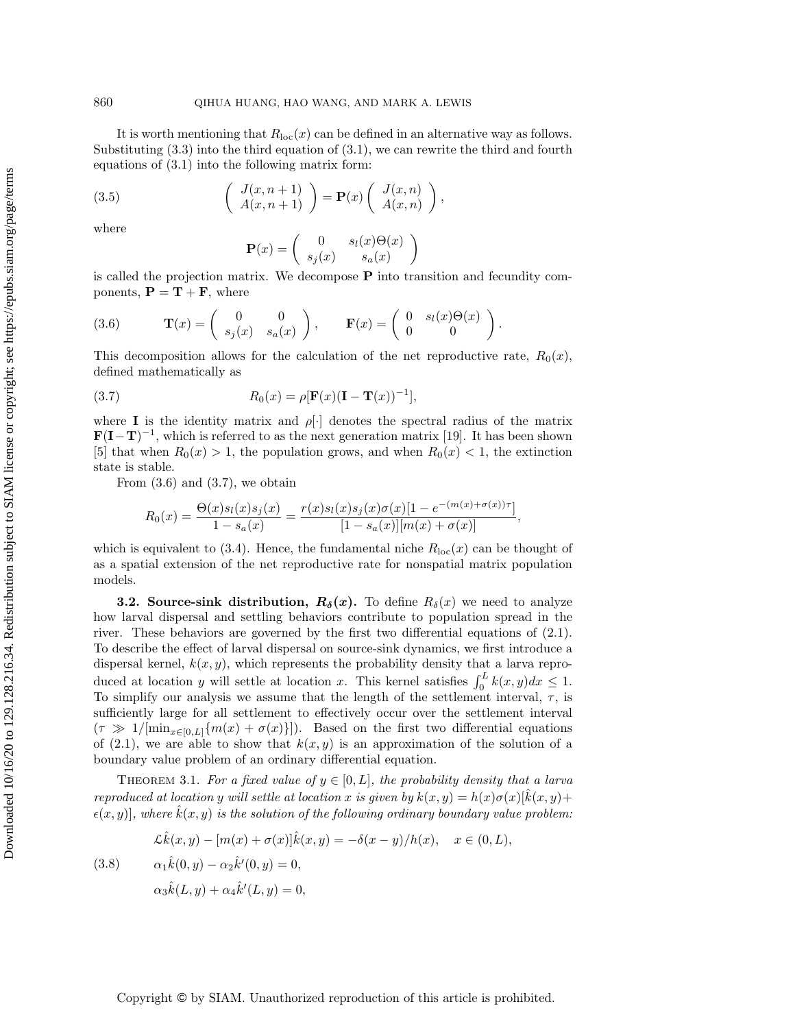It is worth mentioning that $R_{\text{loc}}(x)$ can be defined in an alternative way as follows. Substituting (3.3) into the third equation of (3.1), we can rewrite the third and fourth equations of (3.1) into the following matrix form:

$$\begin{pmatrix} J(x,n+1) \\ A(x,n+1) \end{pmatrix} = \mathbf{P}(x) \begin{pmatrix} J(x,n) \\ A(x,n) \end{pmatrix}, \tag{3.5}$$

where

$$\mathbf{P}(x) = \begin{pmatrix} 0 & s_l(x)\Theta(x) \\ s_j(x) & s_a(x) \end{pmatrix}$$

is called the projection matrix. We decompose $\mathbf{P}$ into transition and fecundity components, $\mathbf{P} = \mathbf{T} + \mathbf{F}$, where

$$\mathbf{T}(x) = \begin{pmatrix} 0 & 0 \\ s_j(x) & s_a(x) \end{pmatrix}, \qquad \mathbf{F}(x) = \begin{pmatrix} 0 & s_l(x)\Theta(x) \\ 0 & 0 \end{pmatrix}. \tag{3.6}$$

This decomposition allows for the calculation of the net reproductive rate, $R_0(x)$, defined mathematically as

$$R_0(x) = \rho[\mathbf{F}(x)(\mathbf{I} - \mathbf{T}(x))^{-1}], \tag{3.7}$$

where $\mathbf{I}$ is the identity matrix and $\rho[\cdot]$ denotes the spectral radius of the matrix $\mathbf{F}(\mathbf{I}-\mathbf{T})^{-1}$, which is referred to as the next generation matrix [19]. It has been shown [5] that when $R_0(x) > 1$, the population grows, and when $R_0(x) < 1$, the extinction state is stable.

From (3.6) and (3.7), we obtain

$$R_0(x) = \frac{\Theta(x)s_l(x)s_j(x)}{1 - s_a(x)} = \frac{r(x)s_l(x)s_j(x)\sigma(x)[1 - e^{-(m(x)+\sigma(x))\tau}]}{[1 - s_a(x)][m(x) + \sigma(x)]},$$

which is equivalent to (3.4). Hence, the fundamental niche $R_{\text{loc}}(x)$ can be thought of as a spatial extension of the net reproductive rate for nonspatial matrix population models.

**3.2. Source-sink distribution, $R_\delta(x)$.** To define $R_\delta(x)$ we need to analyze how larval dispersal and settling behaviors contribute to population spread in the river. These behaviors are governed by the first two differential equations of (2.1). To describe the effect of larval dispersal on source-sink dynamics, we first introduce a dispersal kernel, $k(x,y)$, which represents the probability density that a larva reproduced at location $y$ will settle at location $x$. This kernel satisfies $\int_0^L k(x,y)dx \leq 1$. To simplify our analysis we assume that the length of the settlement interval, $\tau$, is sufficiently large for all settlement to effectively occur over the settlement interval ($\tau \gg 1/[\min_{x\in[0,L]}\{m(x) + \sigma(x)\}]$). Based on the first two differential equations of (2.1), we are able to show that $k(x,y)$ is an approximation of the solution of a boundary value problem of an ordinary differential equation.

THEOREM 3.1. *For a fixed value of $y \in [0,L]$, the probability density that a larva reproduced at location $y$ will settle at location $x$ is given by $k(x,y) = h(x)\sigma(x)[\hat{k}(x,y) + \epsilon(x,y)]$, where $\hat{k}(x,y)$ is the solution of the following ordinary boundary value problem:*

$$\begin{aligned} &\mathcal{L}\hat{k}(x,y) - [m(x) + \sigma(x)]\hat{k}(x,y) = -\delta(x-y)/h(x), \quad x \in (0,L), \\ &\alpha_1\hat{k}(0,y) - \alpha_2\hat{k}'(0,y) = 0, \\ &\alpha_3\hat{k}(L,y) + \alpha_4\hat{k}'(L,y) = 0, \end{aligned} \tag{3.8}$$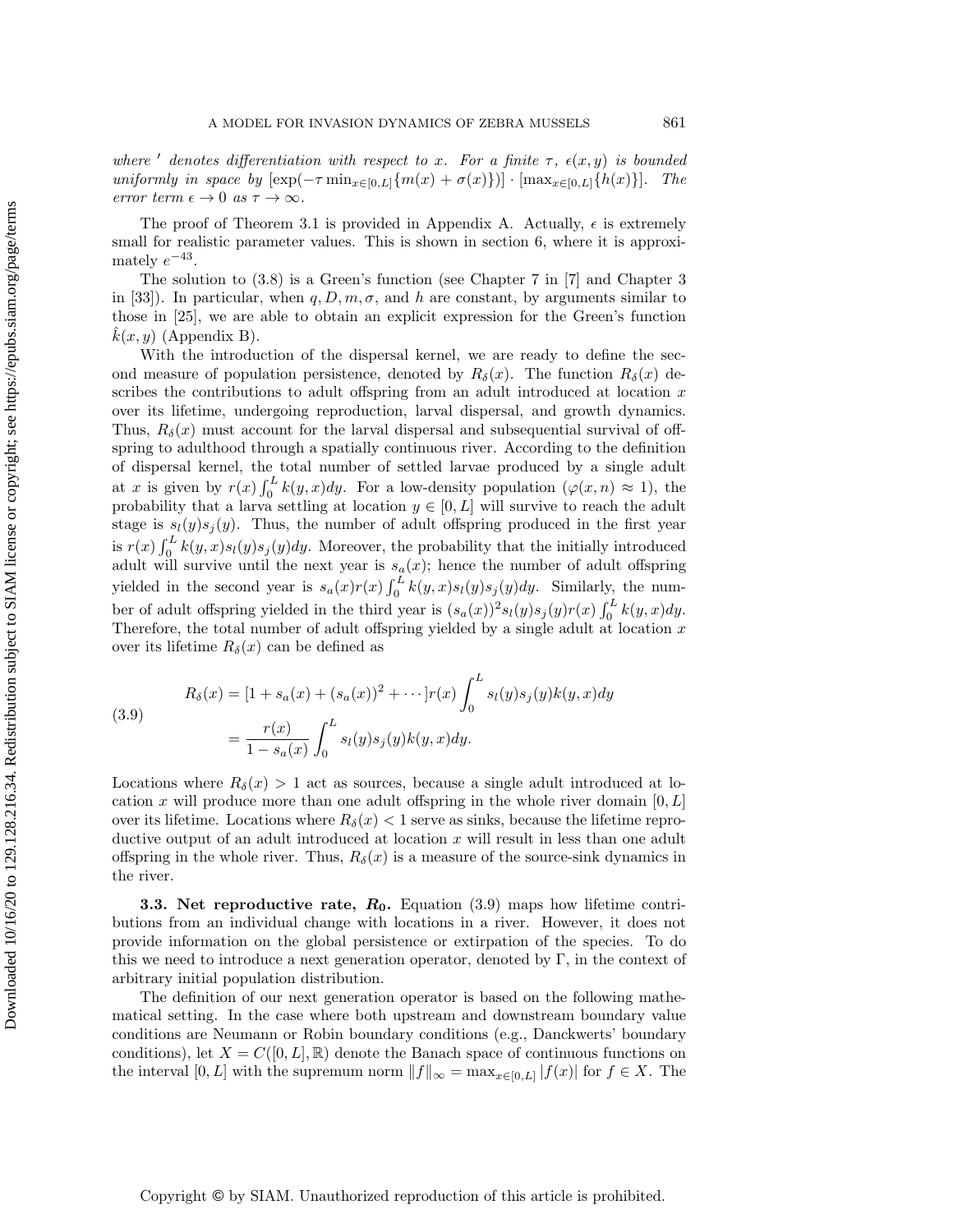*where $'$ denotes differentiation with respect to $x$. For a finite $\tau$, $\epsilon(x, y)$ is bounded uniformly in space by $[\exp(-\tau \min_{x\in[0,L]}\{m(x) + \sigma(x)\})] \cdot [\max_{x\in[0,L]}\{h(x)\}]$. The error term $\epsilon \to 0$ as $\tau \to \infty$.*

The proof of Theorem 3.1 is provided in Appendix A. Actually, $\epsilon$ is extremely small for realistic parameter values. This is shown in section 6, where it is approximately $e^{-43}$.

The solution to (3.8) is a Green's function (see Chapter 7 in [7] and Chapter 3 in [33]). In particular, when $q, D, m, \sigma$, and $h$ are constant, by arguments similar to those in [25], we are able to obtain an explicit expression for the Green's function $\hat{k}(x, y)$ (Appendix B).

With the introduction of the dispersal kernel, we are ready to define the second measure of population persistence, denoted by $R_\delta(x)$. The function $R_\delta(x)$ describes the contributions to adult offspring from an adult introduced at location $x$ over its lifetime, undergoing reproduction, larval dispersal, and growth dynamics. Thus, $R_\delta(x)$ must account for the larval dispersal and subsequential survival of offspring to adulthood through a spatially continuous river. According to the definition of dispersal kernel, the total number of settled larvae produced by a single adult at $x$ is given by $r(x) \int_0^L k(y, x)dy$. For a low-density population ($\varphi(x, n) \approx 1$), the probability that a larva settling at location $y \in [0, L]$ will survive to reach the adult stage is $s_l(y)s_j(y)$. Thus, the number of adult offspring produced in the first year is $r(x) \int_0^L k(y, x)s_l(y)s_j(y)dy$. Moreover, the probability that the initially introduced adult will survive until the next year is $s_a(x)$; hence the number of adult offspring yielded in the second year is $s_a(x)r(x) \int_0^L k(y, x)s_l(y)s_j(y)dy$. Similarly, the number of adult offspring yielded in the third year is $(s_a(x))^2 s_l(y)s_j(y)r(x) \int_0^L k(y, x)dy$. Therefore, the total number of adult offspring yielded by a single adult at location $x$ over its lifetime $R_\delta(x)$ can be defined as

$$
\begin{aligned}
R_\delta(x) &= [1 + s_a(x) + (s_a(x))^2 + \cdots]r(x) \int_0^L s_l(y)s_j(y)k(y, x)dy \\
&= \frac{r(x)}{1 - s_a(x)} \int_0^L s_l(y)s_j(y)k(y, x)dy.
\end{aligned}
\tag{3.9}
$$

Locations where $R_\delta(x) > 1$ act as sources, because a single adult introduced at location $x$ will produce more than one adult offspring in the whole river domain $[0, L]$ over its lifetime. Locations where $R_\delta(x) < 1$ serve as sinks, because the lifetime reproductive output of an adult introduced at location $x$ will result in less than one adult offspring in the whole river. Thus, $R_\delta(x)$ is a measure of the source-sink dynamics in the river.

### 3.3. Net reproductive rate, $R_0$.

Equation (3.9) maps how lifetime contributions from an individual change with locations in a river. However, it does not provide information on the global persistence or extirpation of the species. To do this we need to introduce a next generation operator, denoted by $\Gamma$, in the context of arbitrary initial population distribution.

The definition of our next generation operator is based on the following mathematical setting. In the case where both upstream and downstream boundary value conditions are Neumann or Robin boundary conditions (e.g., Danckwerts' boundary conditions), let $X = C([0, L], \mathbb{R})$ denote the Banach space of continuous functions on the interval $[0, L]$ with the supremum norm $\|f\|_\infty = \max_{x\in[0,L]} |f(x)|$ for $f \in X$. The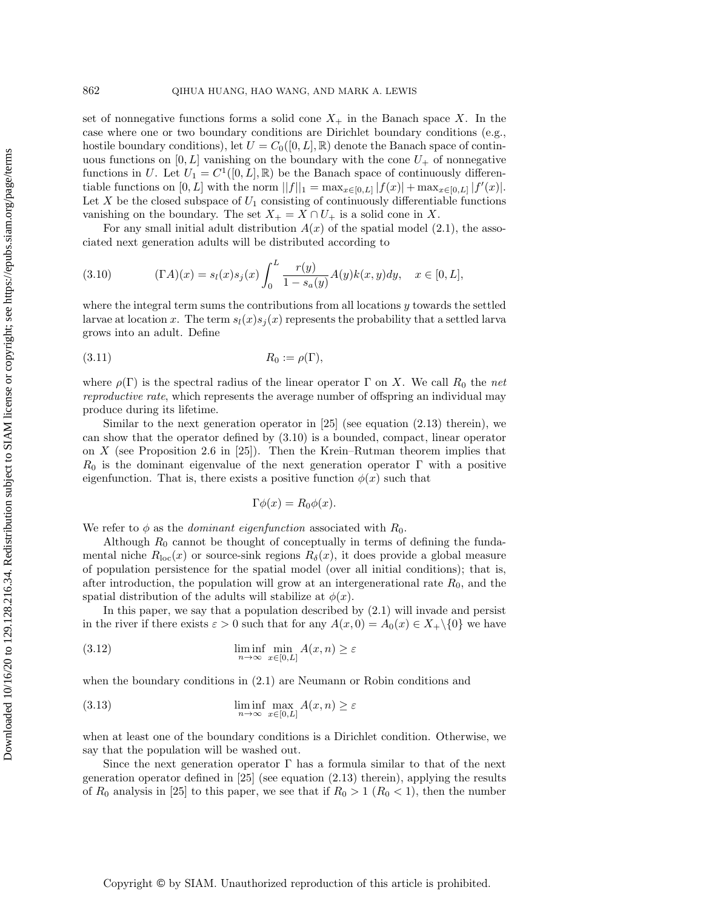set of nonnegative functions forms a solid cone $X_+$ in the Banach space $X$. In the case where one or two boundary conditions are Dirichlet boundary conditions (e.g., hostile boundary conditions), let $U = C_0([0, L], \mathbb{R})$ denote the Banach space of continuous functions on $[0, L]$ vanishing on the boundary with the cone $U_+$ of nonnegative functions in $U$. Let $U_1 = C^1([0, L], \mathbb{R})$ be the Banach space of continuously differentiable functions on $[0, L]$ with the norm $||f||_1 = \max_{x\in[0,L]} |f(x)| + \max_{x\in[0,L]} |f'(x)|$. Let $X$ be the closed subspace of $U_1$ consisting of continuously differentiable functions vanishing on the boundary. The set $X_+ = X \cap U_+$ is a solid cone in $X$.

For any small initial adult distribution $A(x)$ of the spatial model (2.1), the associated next generation adults will be distributed according to

$$(\Gamma A)(x) = s_l(x)s_j(x)\int_0^L \frac{r(y)}{1 - s_a(y)} A(y)k(x, y)dy, \quad x \in [0, L], \tag{3.10}$$

where the integral term sums the contributions from all locations $y$ towards the settled larvae at location $x$. The term $s_l(x)s_j(x)$ represents the probability that a settled larva grows into an adult. Define

$$R_0 := \rho(\Gamma), \tag{3.11}$$

where $\rho(\Gamma)$ is the spectral radius of the linear operator $\Gamma$ on $X$. We call $R_0$ the *net reproductive rate*, which represents the average number of offspring an individual may produce during its lifetime.

Similar to the next generation operator in [25] (see equation (2.13) therein), we can show that the operator defined by (3.10) is a bounded, compact, linear operator on $X$ (see Proposition 2.6 in [25]). Then the Krein–Rutman theorem implies that $R_0$ is the dominant eigenvalue of the next generation operator $\Gamma$ with a positive eigenfunction. That is, there exists a positive function $\phi(x)$ such that

$$\Gamma\phi(x) = R_0\phi(x).$$

We refer to $\phi$ as the *dominant eigenfunction* associated with $R_0$.

Although $R_0$ cannot be thought of conceptually in terms of defining the fundamental niche $R_{\text{loc}}(x)$ or source-sink regions $R_\delta(x)$, it does provide a global measure of population persistence for the spatial model (over all initial conditions); that is, after introduction, the population will grow at an intergenerational rate $R_0$, and the spatial distribution of the adults will stabilize at $\phi(x)$.

In this paper, we say that a population described by (2.1) will invade and persist in the river if there exists $\varepsilon > 0$ such that for any $A(x, 0) = A_0(x) \in X_+\backslash\{0\}$ we have

$$\liminf_{n\to\infty} \min_{x\in[0,L]} A(x, n) \geq \varepsilon \tag{3.12}$$

when the boundary conditions in (2.1) are Neumann or Robin conditions and

$$\liminf_{n\to\infty} \max_{x\in[0,L]} A(x, n) \geq \varepsilon \tag{3.13}$$

when at least one of the boundary conditions is a Dirichlet condition. Otherwise, we say that the population will be washed out.

Since the next generation operator $\Gamma$ has a formula similar to that of the next generation operator defined in [25] (see equation (2.13) therein), applying the results of $R_0$ analysis in [25] to this paper, we see that if $R_0 > 1$ ($R_0 < 1$), then the number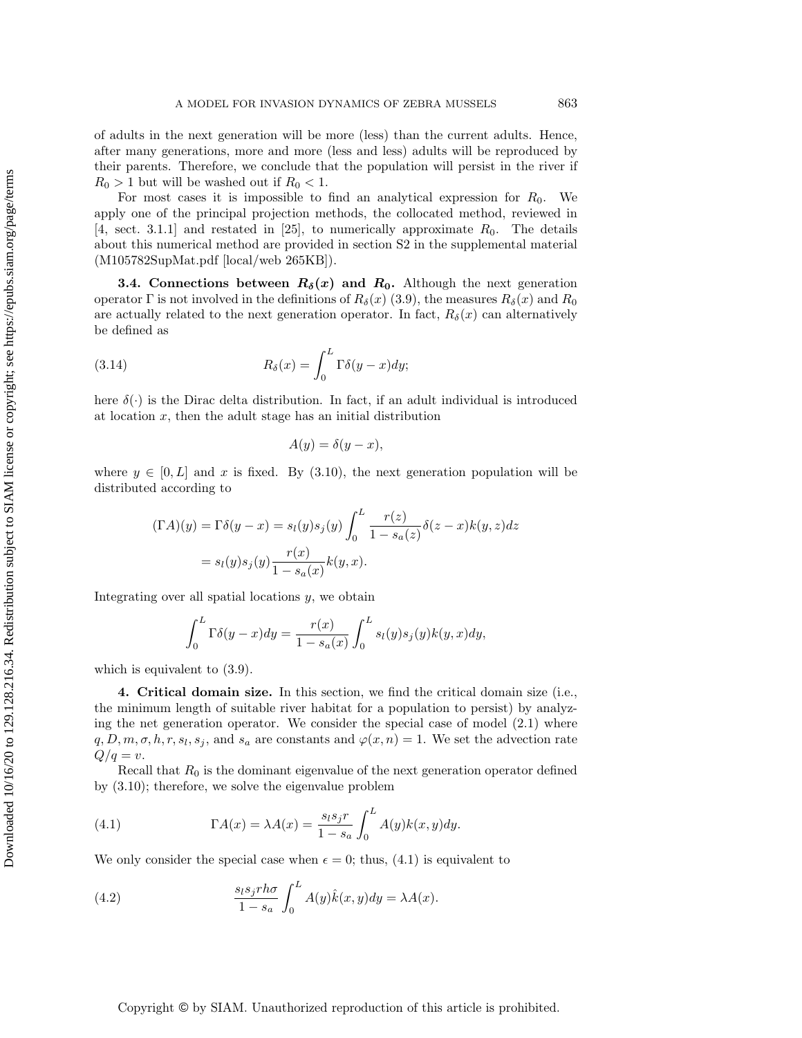of adults in the next generation will be more (less) than the current adults. Hence, after many generations, more and more (less and less) adults will be reproduced by their parents. Therefore, we conclude that the population will persist in the river if $R_0 > 1$ but will be washed out if $R_0 < 1$.

For most cases it is impossible to find an analytical expression for $R_0$. We apply one of the principal projection methods, the collocated method, reviewed in [4, sect. 3.1.1] and restated in [25], to numerically approximate $R_0$. The details about this numerical method are provided in section S2 in the supplemental material (M105782SupMat.pdf [local/web 265KB]).

**3.4. Connections between $R_\delta(x)$ and $R_0$.** Although the next generation operator $\Gamma$ is not involved in the definitions of $R_\delta(x)$ (3.9), the measures $R_\delta(x)$ and $R_0$ are actually related to the next generation operator. In fact, $R_\delta(x)$ can alternatively be defined as

$$R_\delta(x) = \int_0^L \Gamma\delta(y-x)dy; \tag{3.14}$$

here $\delta(\cdot)$ is the Dirac delta distribution. In fact, if an adult individual is introduced at location $x$, then the adult stage has an initial distribution

$$A(y) = \delta(y-x),$$

where $y \in [0, L]$ and $x$ is fixed. By (3.10), the next generation population will be distributed according to

$$\begin{aligned}(\Gamma A)(y) = \Gamma\delta(y-x) &= s_l(y)s_j(y)\int_0^L \frac{r(z)}{1-s_a(z)}\delta(z-x)k(y,z)dz \\ &= s_l(y)s_j(y)\frac{r(x)}{1-s_a(x)}k(y,x).\end{aligned}$$

Integrating over all spatial locations $y$, we obtain

$$\int_0^L \Gamma\delta(y-x)dy = \frac{r(x)}{1-s_a(x)}\int_0^L s_l(y)s_j(y)k(y,x)dy,$$

which is equivalent to (3.9).

**4. Critical domain size.** In this section, we find the critical domain size (i.e., the minimum length of suitable river habitat for a population to persist) by analyzing the net generation operator. We consider the special case of model (2.1) where $q, D, m, \sigma, h, r, s_l, s_j$, and $s_a$ are constants and $\varphi(x, n) = 1$. We set the advection rate $Q/q = v$.

Recall that $R_0$ is the dominant eigenvalue of the next generation operator defined by (3.10); therefore, we solve the eigenvalue problem

$$\Gamma A(x) = \lambda A(x) = \frac{s_l s_j r}{1-s_a}\int_0^L A(y)k(x,y)dy. \tag{4.1}$$

We only consider the special case when $\epsilon = 0$; thus, (4.1) is equivalent to

$$\frac{s_l s_j r h\sigma}{1-s_a}\int_0^L A(y)\hat{k}(x,y)dy = \lambda A(x). \tag{4.2}$$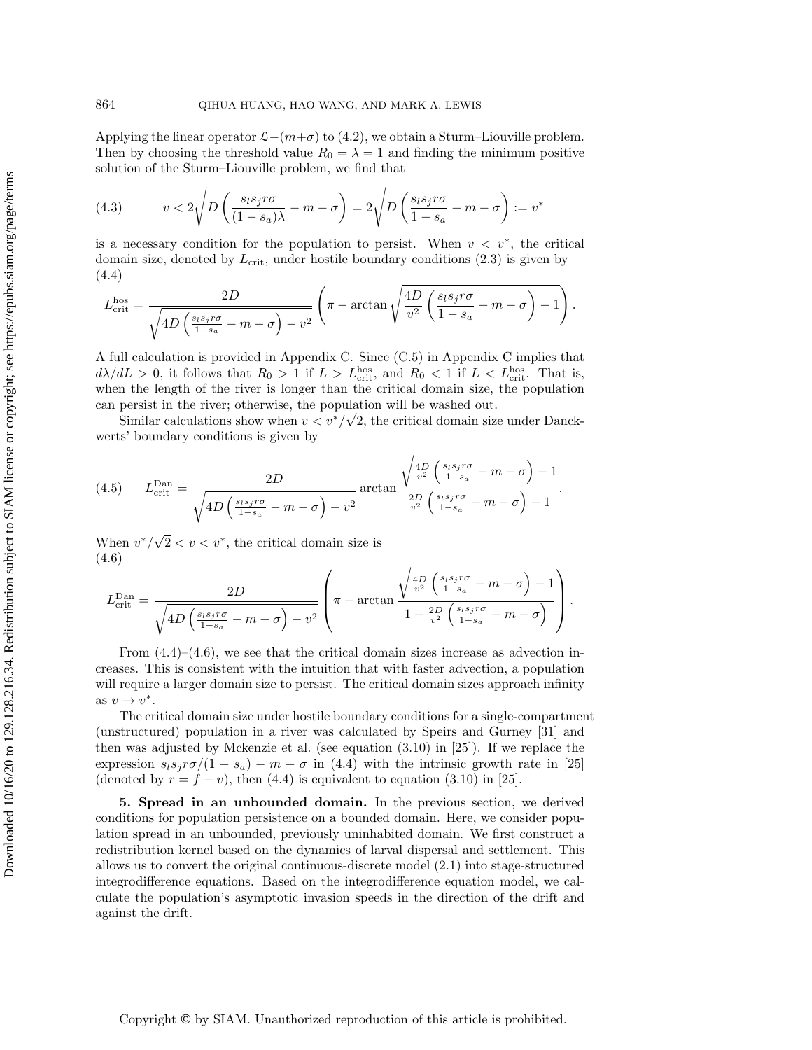Applying the linear operator $\mathcal{L}-(m+\sigma)$ to (4.2), we obtain a Sturm–Liouville problem. Then by choosing the threshold value $R_0 = \lambda = 1$ and finding the minimum positive solution of the Sturm–Liouville problem, we find that

$$v < 2\sqrt{D\left(\frac{s_l s_j r\sigma}{(1-s_a)\lambda} - m - \sigma\right)} = 2\sqrt{D\left(\frac{s_l s_j r\sigma}{1-s_a} - m - \sigma\right)} := v^* \tag{4.3}$$

is a necessary condition for the population to persist. When $v < v^*$, the critical domain size, denoted by $L_{\text{crit}}$, under hostile boundary conditions (2.3) is given by

$$L_{\text{crit}}^{\text{hos}} = \frac{2D}{\sqrt{4D\left(\frac{s_l s_j r\sigma}{1-s_a} - m - \sigma\right) - v^2}}\left(\pi - \arctan\sqrt{\frac{4D}{v^2}\left(\frac{s_l s_j r\sigma}{1-s_a} - m - \sigma\right) - 1}\right). \tag{4.4}$$

A full calculation is provided in Appendix C. Since (C.5) in Appendix C implies that $d\lambda/dL > 0$, it follows that $R_0 > 1$ if $L > L_{\text{crit}}^{\text{hos}}$, and $R_0 < 1$ if $L < L_{\text{crit}}^{\text{hos}}$. That is, when the length of the river is longer than the critical domain size, the population can persist in the river; otherwise, the population will be washed out.

Similar calculations show when $v < v^*/\sqrt{2}$, the critical domain size under Danckwerts' boundary conditions is given by

$$L_{\text{crit}}^{\text{Dan}} = \frac{2D}{\sqrt{4D\left(\frac{s_l s_j r\sigma}{1-s_a} - m - \sigma\right) - v^2}} \arctan\frac{\sqrt{\frac{4D}{v^2}\left(\frac{s_l s_j r\sigma}{1-s_a} - m - \sigma\right) - 1}}{\frac{2D}{v^2}\left(\frac{s_l s_j r\sigma}{1-s_a} - m - \sigma\right) - 1}. \tag{4.5}$$

When $v^*/\sqrt{2} < v < v^*$, the critical domain size is

$$L_{\text{crit}}^{\text{Dan}} = \frac{2D}{\sqrt{4D\left(\frac{s_l s_j r\sigma}{1-s_a} - m - \sigma\right) - v^2}}\left(\pi - \arctan\frac{\sqrt{\frac{4D}{v^2}\left(\frac{s_l s_j r\sigma}{1-s_a} - m - \sigma\right) - 1}}{1 - \frac{2D}{v^2}\left(\frac{s_l s_j r\sigma}{1-s_a} - m - \sigma\right)}\right). \tag{4.6}$$

From (4.4)–(4.6), we see that the critical domain sizes increase as advection increases. This is consistent with the intuition that with faster advection, a population will require a larger domain size to persist. The critical domain sizes approach infinity as $v \to v^*$.

The critical domain size under hostile boundary conditions for a single-compartment (unstructured) population in a river was calculated by Speirs and Gurney [31] and then was adjusted by Mckenzie et al. (see equation (3.10) in [25]). If we replace the expression $s_l s_j r\sigma/(1-s_a) - m - \sigma$ in (4.4) with the intrinsic growth rate in [25] (denoted by $r = f - v$), then (4.4) is equivalent to equation (3.10) in [25].

**5. Spread in an unbounded domain.** In the previous section, we derived conditions for population persistence on a bounded domain. Here, we consider population spread in an unbounded, previously uninhabited domain. We first construct a redistribution kernel based on the dynamics of larval dispersal and settlement. This allows us to convert the original continuous-discrete model (2.1) into stage-structured integrodifference equations. Based on the integrodifference equation model, we calculate the population's asymptotic invasion speeds in the direction of the drift and against the drift.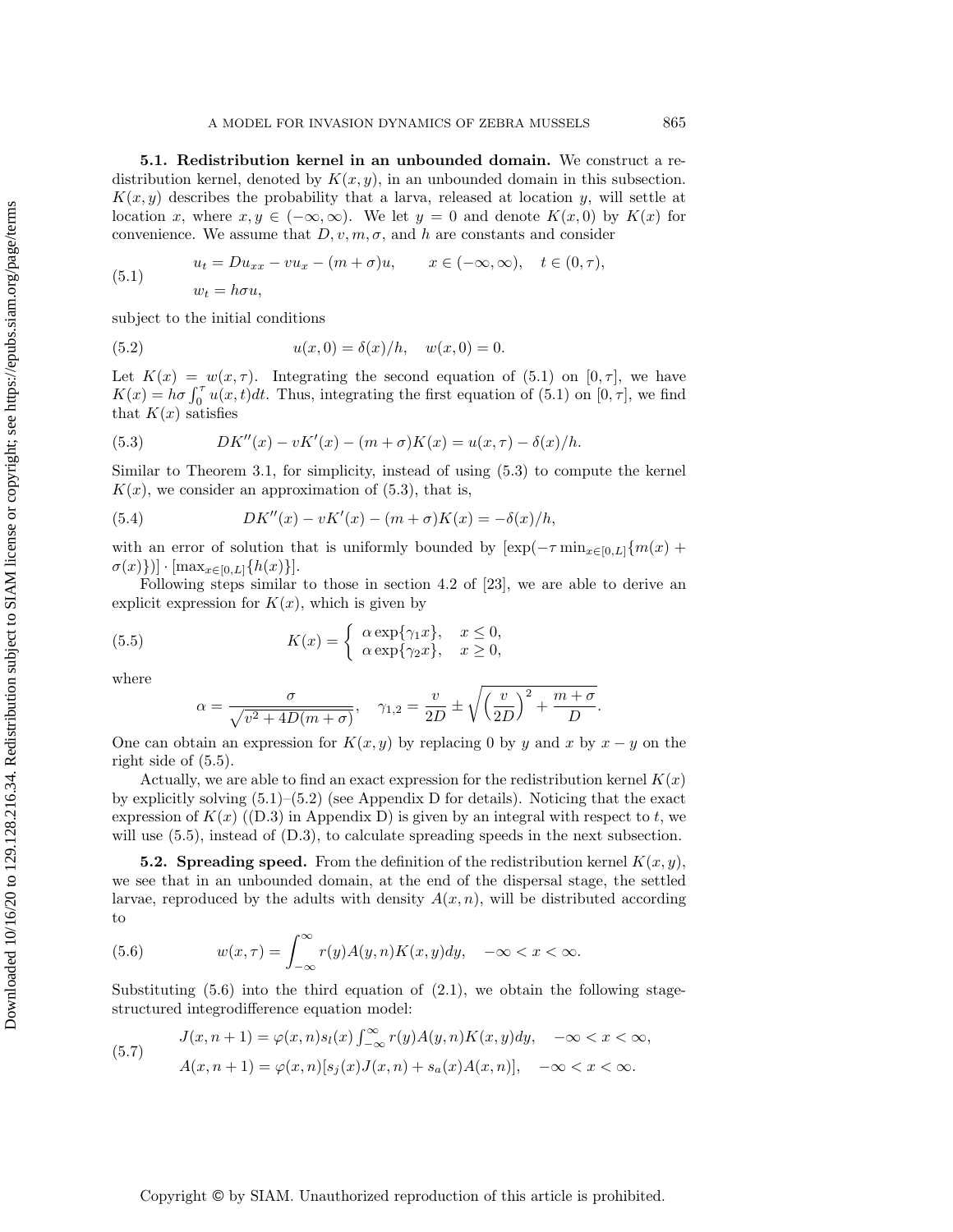**5.1. Redistribution kernel in an unbounded domain.** We construct a redistribution kernel, denoted by $K(x,y)$, in an unbounded domain in this subsection. $K(x,y)$ describes the probability that a larva, released at location $y$, will settle at location $x$, where $x, y \in (-\infty, \infty)$. We let $y = 0$ and denote $K(x,0)$ by $K(x)$ for convenience. We assume that $D, v, m, \sigma$, and $h$ are constants and consider

$$
\begin{aligned}
&u_t = Du_{xx} - vu_x - (m+\sigma)u, \qquad x \in (-\infty, \infty), \quad t \in (0,\tau), \\
&w_t = h\sigma u,
\end{aligned}
\tag{5.1}
$$

subject to the initial conditions

$$
u(x,0) = \delta(x)/h, \quad w(x,0) = 0. \tag{5.2}
$$

Let $K(x) = w(x,\tau)$. Integrating the second equation of (5.1) on $[0,\tau]$, we have $K(x) = h\sigma \int_0^\tau u(x,t)dt$. Thus, integrating the first equation of (5.1) on $[0,\tau]$, we find that $K(x)$ satisfies

$$
DK''(x) - vK'(x) - (m+\sigma)K(x) = u(x,\tau) - \delta(x)/h. \tag{5.3}
$$

Similar to Theorem 3.1, for simplicity, instead of using (5.3) to compute the kernel $K(x)$, we consider an approximation of (5.3), that is,

$$
DK''(x) - vK'(x) - (m+\sigma)K(x) = -\delta(x)/h, \tag{5.4}
$$

with an error of solution that is uniformly bounded by $[\exp(-\tau \min_{x\in[0,L]}\{m(x) + \sigma(x)\})] \cdot [\max_{x\in[0,L]}\{h(x)\}]$.

Following steps similar to those in section 4.2 of [23], we are able to derive an explicit expression for $K(x)$, which is given by

$$
K(x) = \begin{cases} \alpha \exp\{\gamma_1 x\}, & x \leq 0, \\ \alpha \exp\{\gamma_2 x\}, & x \geq 0, \end{cases} \tag{5.5}
$$

where

$$
\alpha = \frac{\sigma}{\sqrt{v^2 + 4D(m+\sigma)}}, \quad \gamma_{1,2} = \frac{v}{2D} \pm \sqrt{\left(\frac{v}{2D}\right)^2 + \frac{m+\sigma}{D}}.
$$

One can obtain an expression for $K(x,y)$ by replacing 0 by $y$ and $x$ by $x - y$ on the right side of (5.5).

Actually, we are able to find an exact expression for the redistribution kernel $K(x)$ by explicitly solving (5.1)–(5.2) (see Appendix D for details). Noticing that the exact expression of $K(x)$ ((D.3) in Appendix D) is given by an integral with respect to $t$, we will use (5.5), instead of (D.3), to calculate spreading speeds in the next subsection.

**5.2. Spreading speed.** From the definition of the redistribution kernel $K(x,y)$, we see that in an unbounded domain, at the end of the dispersal stage, the settled larvae, reproduced by the adults with density $A(x,n)$, will be distributed according to

$$
w(x,\tau) = \int_{-\infty}^{\infty} r(y)A(y,n)K(x,y)dy, \quad -\infty < x < \infty. \tag{5.6}
$$

Substituting (5.6) into the third equation of (2.1), we obtain the following stage-structured integrodifference equation model:

$$
\begin{aligned}
&J(x,n+1) = \varphi(x,n)s_l(x)\int_{-\infty}^{\infty} r(y)A(y,n)K(x,y)dy, \quad -\infty < x < \infty, \\
&A(x,n+1) = \varphi(x,n)[s_j(x)J(x,n) + s_a(x)A(x,n)], \quad -\infty < x < \infty.
\end{aligned}
\tag{5.7}
$$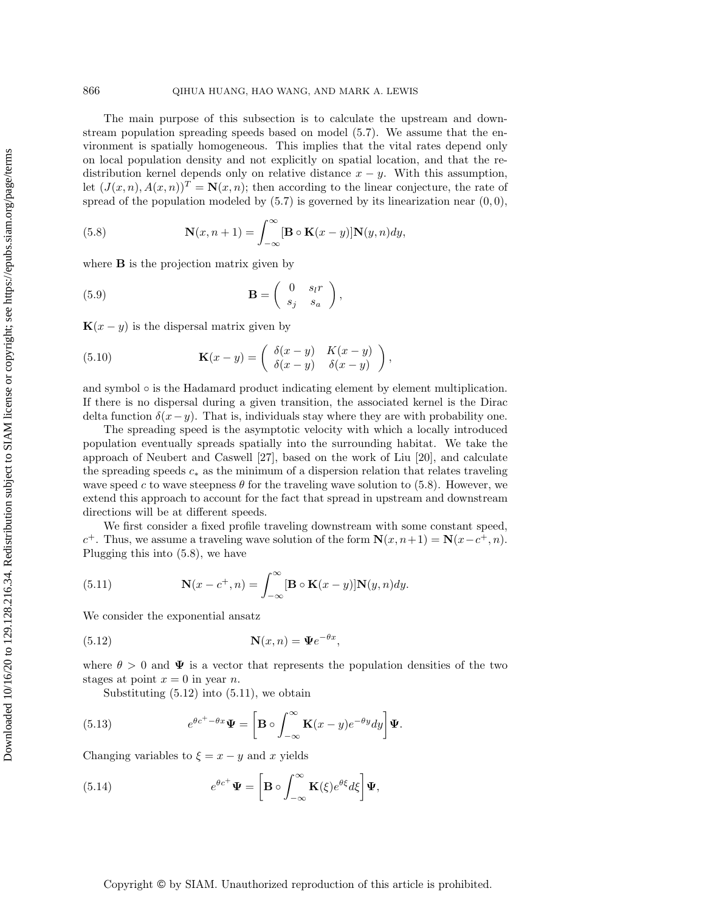The main purpose of this subsection is to calculate the upstream and downstream population spreading speeds based on model (5.7). We assume that the environment is spatially homogeneous. This implies that the vital rates depend only on local population density and not explicitly on spatial location, and that the redistribution kernel depends only on relative distance $x - y$. With this assumption, let $(J(x,n), A(x,n))^T = \mathbf{N}(x,n)$; then according to the linear conjecture, the rate of spread of the population modeled by (5.7) is governed by its linearization near $(0,0)$,

$$\mathbf{N}(x, n+1) = \int_{-\infty}^{\infty} [\mathbf{B} \circ \mathbf{K}(x-y)] \mathbf{N}(y,n) dy, \tag{5.8}$$

where $\mathbf{B}$ is the projection matrix given by

$$\mathbf{B} = \begin{pmatrix} 0 & s_l r \\ s_j & s_a \end{pmatrix}, \tag{5.9}$$

$\mathbf{K}(x-y)$ is the dispersal matrix given by

$$\mathbf{K}(x-y) = \begin{pmatrix} \delta(x-y) & K(x-y) \\ \delta(x-y) & \delta(x-y) \end{pmatrix}, \tag{5.10}$$

and symbol $\circ$ is the Hadamard product indicating element by element multiplication. If there is no dispersal during a given transition, the associated kernel is the Dirac delta function $\delta(x-y)$. That is, individuals stay where they are with probability one.

The spreading speed is the asymptotic velocity with which a locally introduced population eventually spreads spatially into the surrounding habitat. We take the approach of Neubert and Caswell [27], based on the work of Liu [20], and calculate the spreading speeds $c_*$ as the minimum of a dispersion relation that relates traveling wave speed $c$ to wave steepness $\theta$ for the traveling wave solution to (5.8). However, we extend this approach to account for the fact that spread in upstream and downstream directions will be at different speeds.

We first consider a fixed profile traveling downstream with some constant speed, $c^+$. Thus, we assume a traveling wave solution of the form $\mathbf{N}(x, n+1) = \mathbf{N}(x - c^+, n)$. Plugging this into (5.8), we have

$$\mathbf{N}(x - c^+, n) = \int_{-\infty}^{\infty} [\mathbf{B} \circ \mathbf{K}(x-y)] \mathbf{N}(y,n) dy. \tag{5.11}$$

We consider the exponential ansatz

$$\mathbf{N}(x,n) = \mathbf{\Psi} e^{-\theta x}, \tag{5.12}$$

where $\theta > 0$ and $\mathbf{\Psi}$ is a vector that represents the population densities of the two stages at point $x = 0$ in year $n$.

Substituting (5.12) into (5.11), we obtain

$$e^{\theta c^+ - \theta x} \mathbf{\Psi} = \left[ \mathbf{B} \circ \int_{-\infty}^{\infty} \mathbf{K}(x-y) e^{-\theta y} dy \right] \mathbf{\Psi}. \tag{5.13}$$

Changing variables to $\xi = x - y$ and $x$ yields

$$e^{\theta c^+} \mathbf{\Psi} = \left[ \mathbf{B} \circ \int_{-\infty}^{\infty} \mathbf{K}(\xi) e^{\theta \xi} d\xi \right] \mathbf{\Psi}, \tag{5.14}$$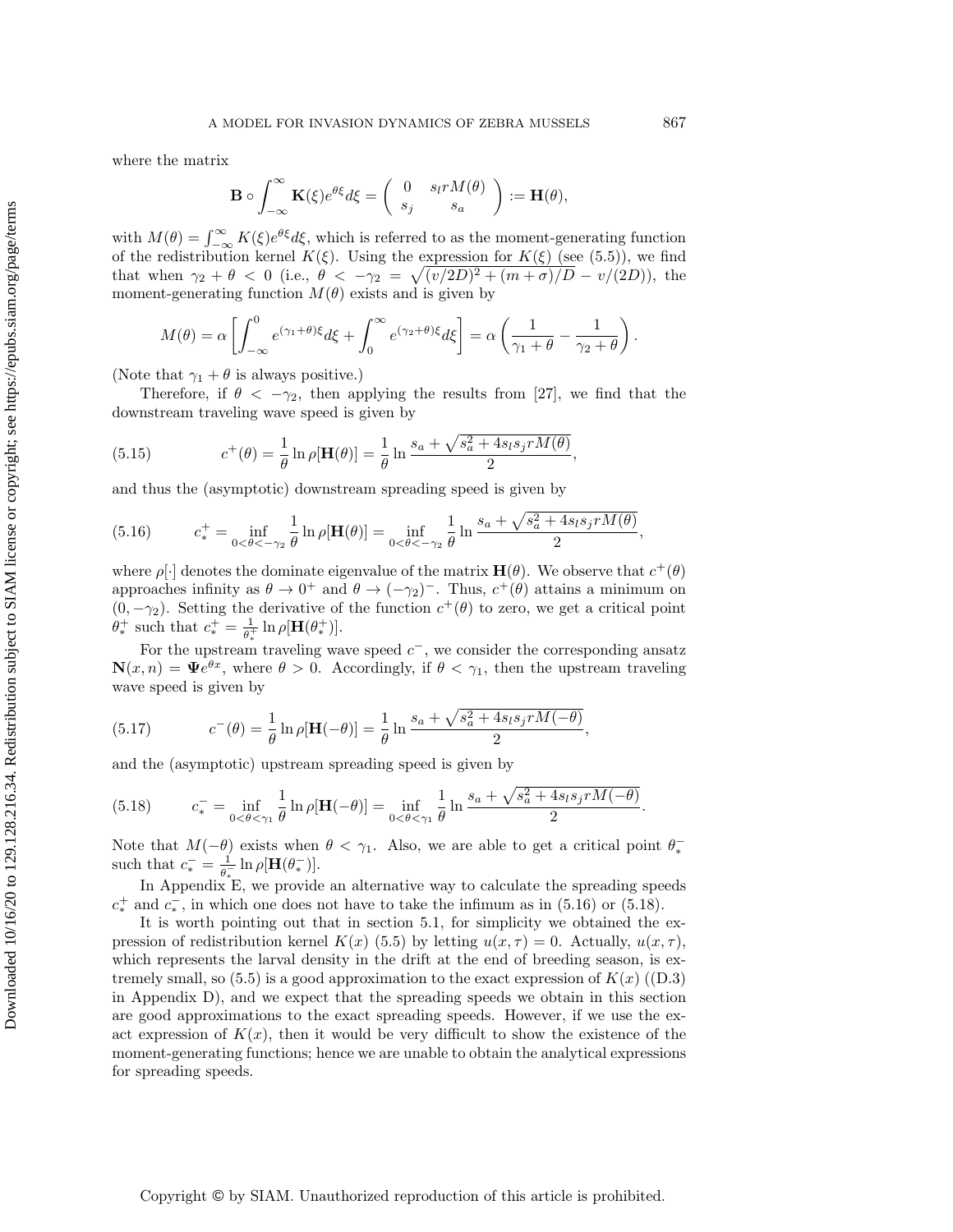where the matrix

$$\mathbf{B} \circ \int_{-\infty}^{\infty} \mathbf{K}(\xi) e^{\theta \xi} d\xi = \begin{pmatrix} 0 & s_l r M(\theta) \\ s_j & s_a \end{pmatrix} := \mathbf{H}(\theta),$$

with $M(\theta) = \int_{-\infty}^{\infty} K(\xi) e^{\theta \xi} d\xi$, which is referred to as the moment-generating function of the redistribution kernel $K(\xi)$. Using the expression for $K(\xi)$ (see (5.5)), we find that when $\gamma_2 + \theta < 0$ (i.e., $\theta < -\gamma_2 = \sqrt{(v/2D)^2 + (m+\sigma)/D} - v/(2D)$), the moment-generating function $M(\theta)$ exists and is given by

$$M(\theta) = \alpha \left[ \int_{-\infty}^{0} e^{(\gamma_1 + \theta)\xi} d\xi + \int_{0}^{\infty} e^{(\gamma_2 + \theta)\xi} d\xi \right] = \alpha \left( \frac{1}{\gamma_1 + \theta} - \frac{1}{\gamma_2 + \theta} \right).$$

(Note that $\gamma_1 + \theta$ is always positive.)

Therefore, if $\theta < -\gamma_2$, then applying the results from [27], we find that the downstream traveling wave speed is given by

$$c^+(\theta) = \frac{1}{\theta} \ln \rho[\mathbf{H}(\theta)] = \frac{1}{\theta} \ln \frac{s_a + \sqrt{s_a^2 + 4 s_l s_j r M(\theta)}}{2}, \tag{5.15}$$

and thus the (asymptotic) downstream spreading speed is given by

$$c_*^+ = \inf_{0 < \theta < -\gamma_2} \frac{1}{\theta} \ln \rho[\mathbf{H}(\theta)] = \inf_{0 < \theta < -\gamma_2} \frac{1}{\theta} \ln \frac{s_a + \sqrt{s_a^2 + 4 s_l s_j r M(\theta)}}{2}, \tag{5.16}$$

where $\rho[\cdot]$ denotes the dominate eigenvalue of the matrix $\mathbf{H}(\theta)$. We observe that $c^+(\theta)$ approaches infinity as $\theta \to 0^+$ and $\theta \to (-\gamma_2)^-$. Thus, $c^+(\theta)$ attains a minimum on $(0, -\gamma_2)$. Setting the derivative of the function $c^+(\theta)$ to zero, we get a critical point $\theta_*^+$ such that $c_*^+ = \frac{1}{\theta_*^+} \ln \rho[\mathbf{H}(\theta_*^+)]$.

For the upstream traveling wave speed $c^-$, we consider the corresponding ansatz $\mathbf{N}(x, n) = \mathbf{\Psi} e^{\theta x}$, where $\theta > 0$. Accordingly, if $\theta < \gamma_1$, then the upstream traveling wave speed is given by

$$c^-(\theta) = \frac{1}{\theta} \ln \rho[\mathbf{H}(-\theta)] = \frac{1}{\theta} \ln \frac{s_a + \sqrt{s_a^2 + 4 s_l s_j r M(-\theta)}}{2}, \tag{5.17}$$

and the (asymptotic) upstream spreading speed is given by

$$c_*^- = \inf_{0 < \theta < \gamma_1} \frac{1}{\theta} \ln \rho[\mathbf{H}(-\theta)] = \inf_{0 < \theta < \gamma_1} \frac{1}{\theta} \ln \frac{s_a + \sqrt{s_a^2 + 4 s_l s_j r M(-\theta)}}{2}. \tag{5.18}$$

Note that $M(-\theta)$ exists when $\theta < \gamma_1$. Also, we are able to get a critical point $\theta_*^-$ such that $c_*^- = \frac{1}{\theta_*^-} \ln \rho[\mathbf{H}(\theta_*^-)]$.

In Appendix E, we provide an alternative way to calculate the spreading speeds $c_*^+$ and $c_*^-$, in which one does not have to take the infimum as in (5.16) or (5.18).

It is worth pointing out that in section 5.1, for simplicity we obtained the expression of redistribution kernel $K(x)$ (5.5) by letting $u(x, \tau) = 0$. Actually, $u(x, \tau)$, which represents the larval density in the drift at the end of breeding season, is extremely small, so (5.5) is a good approximation to the exact expression of $K(x)$ ((D.3) in Appendix D), and we expect that the spreading speeds we obtain in this section are good approximations to the exact spreading speeds. However, if we use the exact expression of $K(x)$, then it would be very difficult to show the existence of the moment-generating functions; hence we are unable to obtain the analytical expressions for spreading speeds.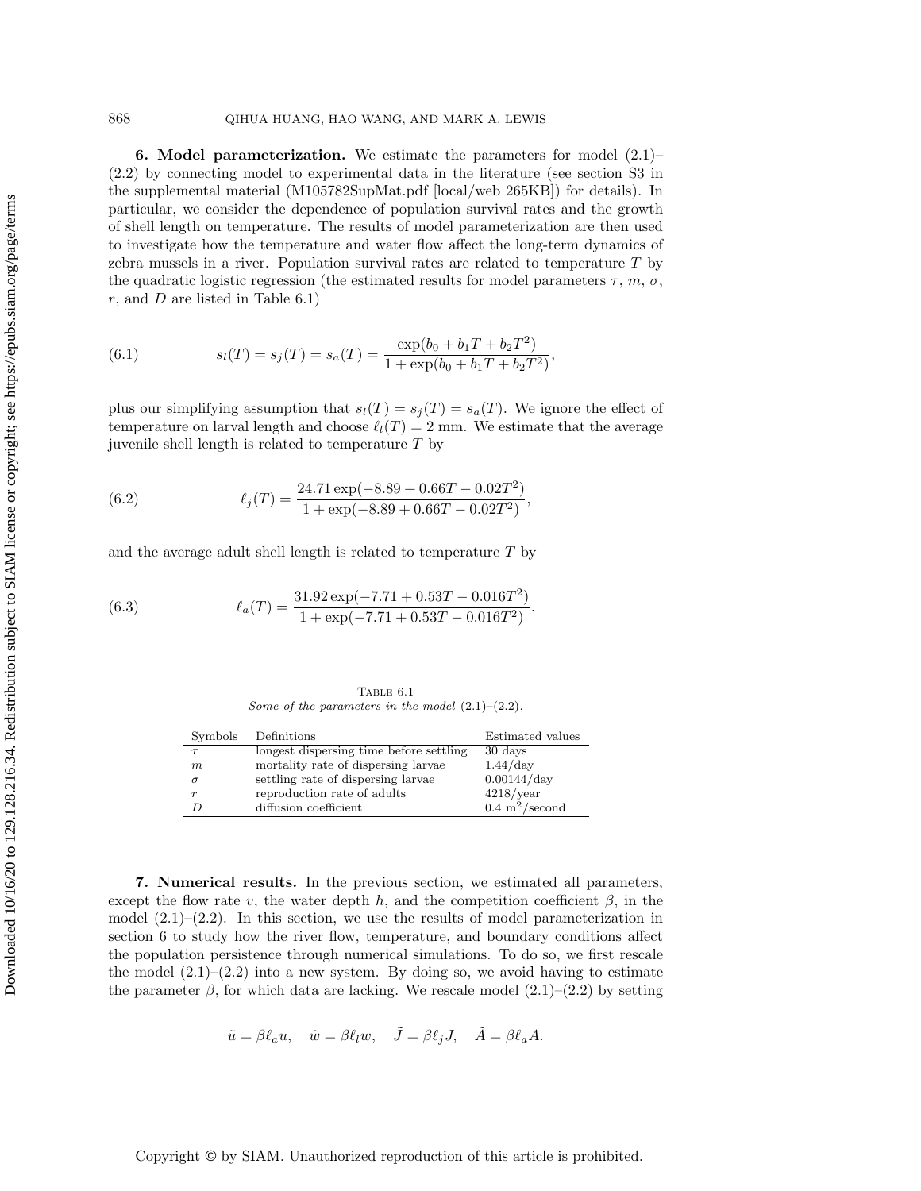## 6. Model parameterization.

We estimate the parameters for model (2.1)–(2.2) by connecting model to experimental data in the literature (see section S3 in the supplemental material (M105782SupMat.pdf [local/web 265KB]) for details). In particular, we consider the dependence of population survival rates and the growth of shell length on temperature. The results of model parameterization are then used to investigate how the temperature and water flow affect the long-term dynamics of zebra mussels in a river. Population survival rates are related to temperature $T$ by the quadratic logistic regression (the estimated results for model parameters $\tau$, $m$, $\sigma$, $r$, and $D$ are listed in Table 6.1)

$$s_l(T) = s_j(T) = s_a(T) = \frac{\exp(b_0 + b_1 T + b_2 T^2)}{1 + \exp(b_0 + b_1 T + b_2 T^2)}, \tag{6.1}$$

plus our simplifying assumption that $s_l(T) = s_j(T) = s_a(T)$. We ignore the effect of temperature on larval length and choose $\ell_l(T) = 2$ mm. We estimate that the average juvenile shell length is related to temperature $T$ by

$$\ell_j(T) = \frac{24.71 \exp(-8.89 + 0.66T - 0.02T^2)}{1 + \exp(-8.89 + 0.66T - 0.02T^2)}, \tag{6.2}$$

and the average adult shell length is related to temperature $T$ by

$$\ell_a(T) = \frac{31.92 \exp(-7.71 + 0.53T - 0.016T^2)}{1 + \exp(-7.71 + 0.53T - 0.016T^2)}. \tag{6.3}$$

Table 6.1
*Some of the parameters in the model* (2.1)–(2.2).

| Symbols | Definitions | Estimated values |
|---|---|---|
| $\tau$ | longest dispersing time before settling | 30 days |
| $m$ | mortality rate of dispersing larvae | 1.44/day |
| $\sigma$ | settling rate of dispersing larvae | 0.00144/day |
| $r$ | reproduction rate of adults | 4218/year |
| $D$ | diffusion coefficient | 0.4 m$^2$/second |

## 7. Numerical results.

In the previous section, we estimated all parameters, except the flow rate $v$, the water depth $h$, and the competition coefficient $\beta$, in the model (2.1)–(2.2). In this section, we use the results of model parameterization in section 6 to study how the river flow, temperature, and boundary conditions affect the population persistence through numerical simulations. To do so, we first rescale the model (2.1)–(2.2) into a new system. By doing so, we avoid having to estimate the parameter $\beta$, for which data are lacking. We rescale model (2.1)–(2.2) by setting

$$\tilde{u} = \beta \ell_a u, \quad \tilde{w} = \beta \ell_l w, \quad \tilde{J} = \beta \ell_j J, \quad \tilde{A} = \beta \ell_a A.$$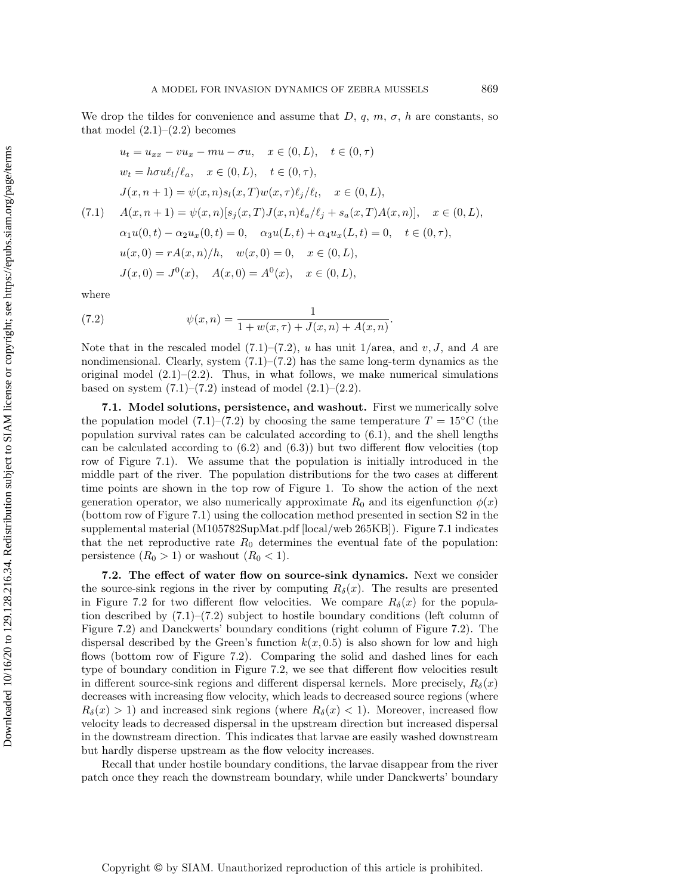We drop the tildes for convenience and assume that $D$, $q$, $m$, $\sigma$, $h$ are constants, so that model (2.1)–(2.2) becomes

$$
\begin{aligned}
&u_t = u_{xx} - vu_x - mu - \sigma u, \quad x \in (0, L), \quad t \in (0, \tau) \\
&w_t = h\sigma u \ell_l/\ell_a, \quad x \in (0, L), \quad t \in (0, \tau), \\
&J(x, n+1) = \psi(x, n) s_l(x, T) w(x, \tau) \ell_j/\ell_l, \quad x \in (0, L), \\
&A(x, n+1) = \psi(x, n)[s_j(x, T) J(x, n) \ell_a/\ell_j + s_a(x, T) A(x, n)], \quad x \in (0, L), \\
&\alpha_1 u(0, t) - \alpha_2 u_x(0, t) = 0, \quad \alpha_3 u(L, t) + \alpha_4 u_x(L, t) = 0, \quad t \in (0, \tau), \\
&u(x, 0) = rA(x, n)/h, \quad w(x, 0) = 0, \quad x \in (0, L), \\
&J(x, 0) = J^0(x), \quad A(x, 0) = A^0(x), \quad x \in (0, L),
\end{aligned} \tag{7.1}
$$

where

$$
\psi(x, n) = \frac{1}{1 + w(x, \tau) + J(x, n) + A(x, n)}. \tag{7.2}
$$

Note that in the rescaled model (7.1)–(7.2), $u$ has unit 1/area, and $v, J$, and $A$ are nondimensional. Clearly, system (7.1)–(7.2) has the same long-term dynamics as the original model (2.1)–(2.2). Thus, in what follows, we make numerical simulations based on system (7.1)–(7.2) instead of model (2.1)–(2.2).

**7.1. Model solutions, persistence, and washout.** First we numerically solve the population model (7.1)–(7.2) by choosing the same temperature $T = 15^\circ$C (the population survival rates can be calculated according to (6.1), and the shell lengths can be calculated according to (6.2) and (6.3)) but two different flow velocities (top row of Figure 7.1). We assume that the population is initially introduced in the middle part of the river. The population distributions for the two cases at different time points are shown in the top row of Figure 1. To show the action of the next generation operator, we also numerically approximate $R_0$ and its eigenfunction $\phi(x)$ (bottom row of Figure 7.1) using the collocation method presented in section S2 in the supplemental material (M105782SupMat.pdf [local/web 265KB]). Figure 7.1 indicates that the net reproductive rate $R_0$ determines the eventual fate of the population: persistence ($R_0 > 1$) or washout ($R_0 < 1$).

**7.2. The effect of water flow on source-sink dynamics.** Next we consider the source-sink regions in the river by computing $R_\delta(x)$. The results are presented in Figure 7.2 for two different flow velocities. We compare $R_\delta(x)$ for the population described by (7.1)–(7.2) subject to hostile boundary conditions (left column of Figure 7.2) and Danckwerts' boundary conditions (right column of Figure 7.2). The dispersal described by the Green's function $k(x, 0.5)$ is also shown for low and high flows (bottom row of Figure 7.2). Comparing the solid and dashed lines for each type of boundary condition in Figure 7.2, we see that different flow velocities result in different source-sink regions and different dispersal kernels. More precisely, $R_\delta(x)$ decreases with increasing flow velocity, which leads to decreased source regions (where $R_\delta(x) > 1$) and increased sink regions (where $R_\delta(x) < 1$). Moreover, increased flow velocity leads to decreased dispersal in the upstream direction but increased dispersal in the downstream direction. This indicates that larvae are easily washed downstream but hardly disperse upstream as the flow velocity increases.

Recall that under hostile boundary conditions, the larvae disappear from the river patch once they reach the downstream boundary, while under Danckwerts' boundary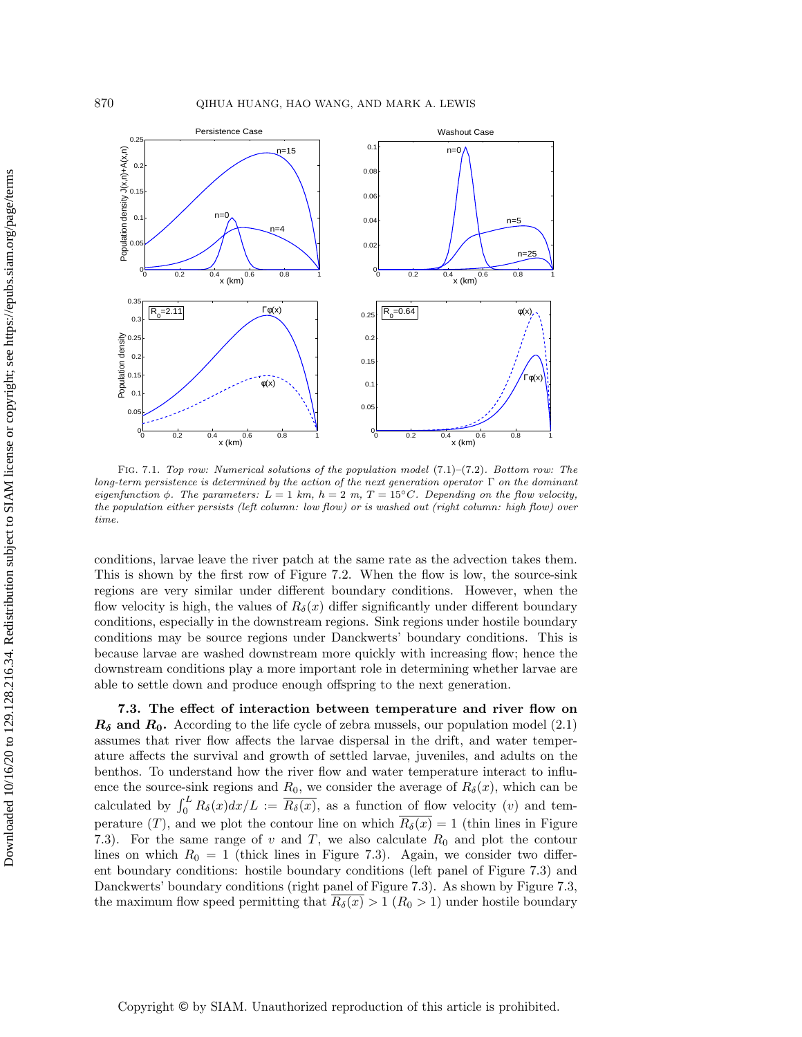Fig. 7.1. *Top row: Numerical solutions of the population model (7.1)–(7.2). Bottom row: The long-term persistence is determined by the action of the next generation operator $\Gamma$ on the dominant eigenfunction $\phi$. The parameters: $L = 1$ km, $h = 2$ m, $T = 15°C$. Depending on the flow velocity, the population either persists (left column: low flow) or is washed out (right column: high flow) over time.*

conditions, larvae leave the river patch at the same rate as the advection takes them. This is shown by the first row of Figure 7.2. When the flow is low, the source-sink regions are very similar under different boundary conditions. However, when the flow velocity is high, the values of $R_\delta(x)$ differ significantly under different boundary conditions, especially in the downstream regions. Sink regions under hostile boundary conditions may be source regions under Danckwerts' boundary conditions. This is because larvae are washed downstream more quickly with increasing flow; hence the downstream conditions play a more important role in determining whether larvae are able to settle down and produce enough offspring to the next generation.

**7.3. The effect of interaction between temperature and river flow on $R_\delta$ and $R_0$.** According to the life cycle of zebra mussels, our population model (2.1) assumes that river flow affects the larvae dispersal in the drift, and water temperature affects the survival and growth of settled larvae, juveniles, and adults on the benthos. To understand how the river flow and water temperature interact to influence the source-sink regions and $R_0$, we consider the average of $R_\delta(x)$, which can be calculated by $\int_0^L R_\delta(x)dx/L := \overline{R_\delta(x)}$, as a function of flow velocity ($v$) and temperature ($T$), and we plot the contour line on which $\overline{R_\delta(x)} = 1$ (thin lines in Figure 7.3). For the same range of $v$ and $T$, we also calculate $R_0$ and plot the contour lines on which $R_0 = 1$ (thick lines in Figure 7.3). Again, we consider two different boundary conditions: hostile boundary conditions (left panel of Figure 7.3) and Danckwerts' boundary conditions (right panel of Figure 7.3). As shown by Figure 7.3, the maximum flow speed permitting that $\overline{R_\delta(x)} > 1$ ($R_0 > 1$) under hostile boundary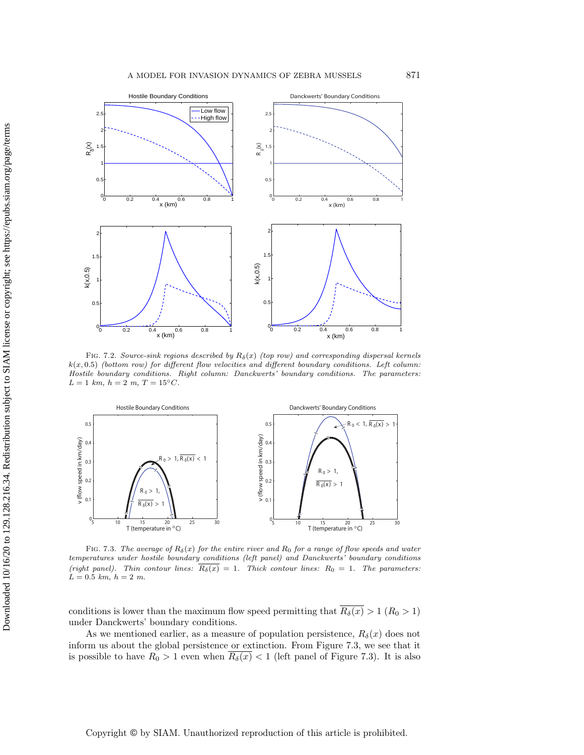FIG. 7.2. *Source-sink regions described by $R_\delta(x)$ (top row) and corresponding dispersal kernels $k(x, 0.5)$ (bottom row) for different flow velocities and different boundary conditions. Left column: Hostile boundary conditions. Right column: Danckwerts' boundary conditions. The parameters: $L = 1$ km, $h = 2$ m, $T = 15°C$.*

FIG. 7.3. *The average of $R_\delta(x)$ for the entire river and $R_0$ for a range of flow speeds and water temperatures under hostile boundary conditions (left panel) and Danckwerts' boundary conditions (right panel). Thin contour lines: $\overline{R_\delta(x)} = 1$. Thick contour lines: $R_0 = 1$. The parameters: $L = 0.5$ km, $h = 2$ m.*

conditions is lower than the maximum flow speed permitting that $\overline{R_\delta(x)} > 1$ ($R_0 > 1$) under Danckwerts' boundary conditions.

As we mentioned earlier, as a measure of population persistence, $R_\delta(x)$ does not inform us about the global persistence or extinction. From Figure 7.3, we see that it is possible to have $R_0 > 1$ even when $\overline{R_\delta(x)} < 1$ (left panel of Figure 7.3). It is also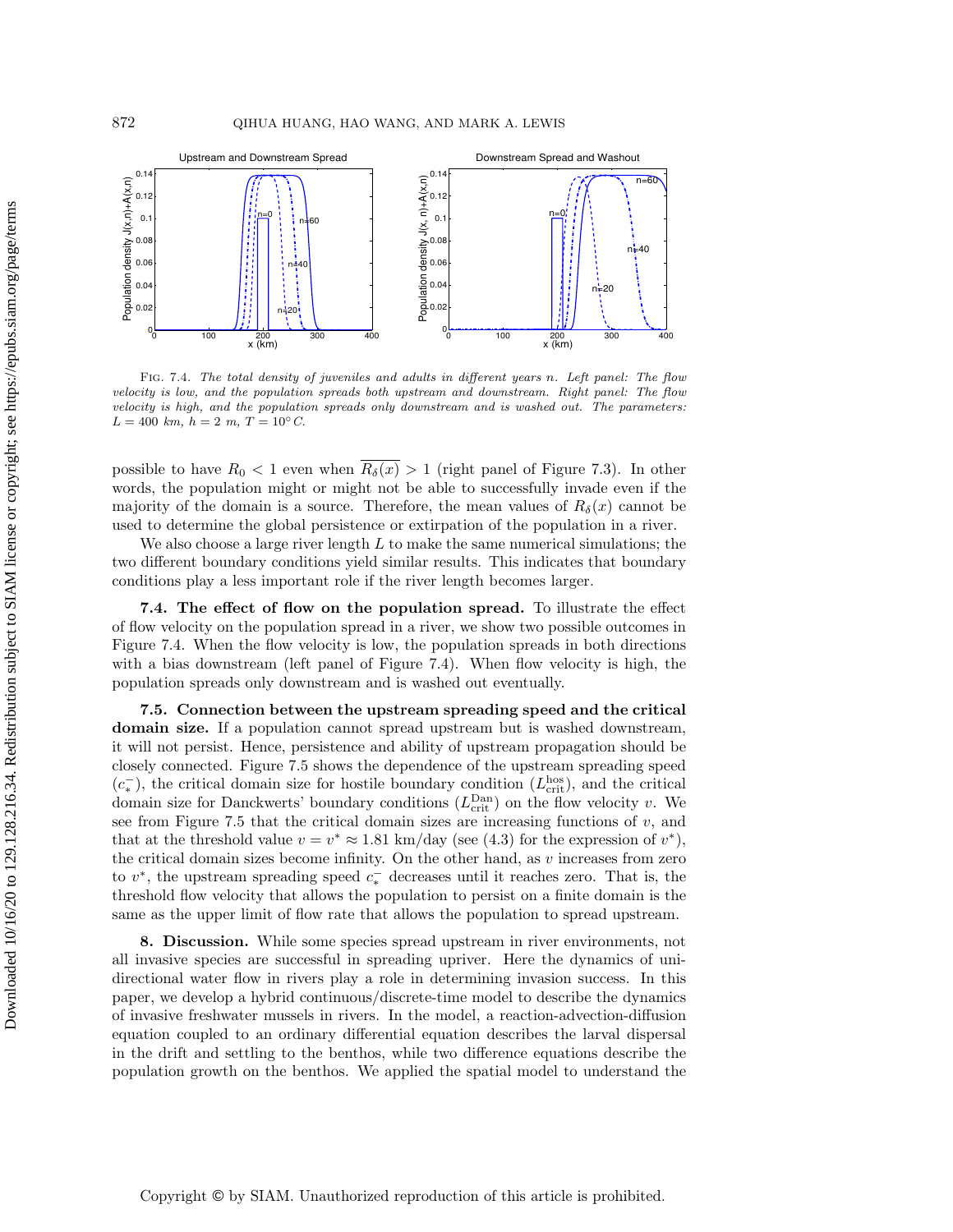Fig. 7.4. *The total density of juveniles and adults in different years $n$. Left panel: The flow velocity is low, and the population spreads both upstream and downstream. Right panel: The flow velocity is high, and the population spreads only downstream and is washed out. The parameters: $L = 400$ km, $h = 2$ m, $T = 10^{\circ}$ C.*

possible to have $R_0 < 1$ even when $\overline{R_\delta(x)} > 1$ (right panel of Figure 7.3). In other words, the population might or might not be able to successfully invade even if the majority of the domain is a source. Therefore, the mean values of $R_\delta(x)$ cannot be used to determine the global persistence or extirpation of the population in a river.

We also choose a large river length $L$ to make the same numerical simulations; the two different boundary conditions yield similar results. This indicates that boundary conditions play a less important role if the river length becomes larger.

**7.4. The effect of flow on the population spread.** To illustrate the effect of flow velocity on the population spread in a river, we show two possible outcomes in Figure 7.4. When the flow velocity is low, the population spreads in both directions with a bias downstream (left panel of Figure 7.4). When flow velocity is high, the population spreads only downstream and is washed out eventually.

**7.5. Connection between the upstream spreading speed and the critical domain size.** If a population cannot spread upstream but is washed downstream, it will not persist. Hence, persistence and ability of upstream propagation should be closely connected. Figure 7.5 shows the dependence of the upstream spreading speed ($c_*^-$), the critical domain size for hostile boundary condition ($L_{\text{crit}}^{\text{hos}}$), and the critical domain size for Danckwerts' boundary conditions ($L_{\text{crit}}^{\text{Dan}}$) on the flow velocity $v$. We see from Figure 7.5 that the critical domain sizes are increasing functions of $v$, and that at the threshold value $v = v^* \approx 1.81$ km/day (see (4.3) for the expression of $v^*$), the critical domain sizes become infinity. On the other hand, as $v$ increases from zero to $v^*$, the upstream spreading speed $c_*^-$ decreases until it reaches zero. That is, the threshold flow velocity that allows the population to persist on a finite domain is the same as the upper limit of flow rate that allows the population to spread upstream.

**8. Discussion.** While some species spread upstream in river environments, not all invasive species are successful in spreading upriver. Here the dynamics of unidirectional water flow in rivers play a role in determining invasion success. In this paper, we develop a hybrid continuous/discrete-time model to describe the dynamics of invasive freshwater mussels in rivers. In the model, a reaction-advection-diffusion equation coupled to an ordinary differential equation describes the larval dispersal in the drift and settling to the benthos, while two difference equations describe the population growth on the benthos. We applied the spatial model to understand the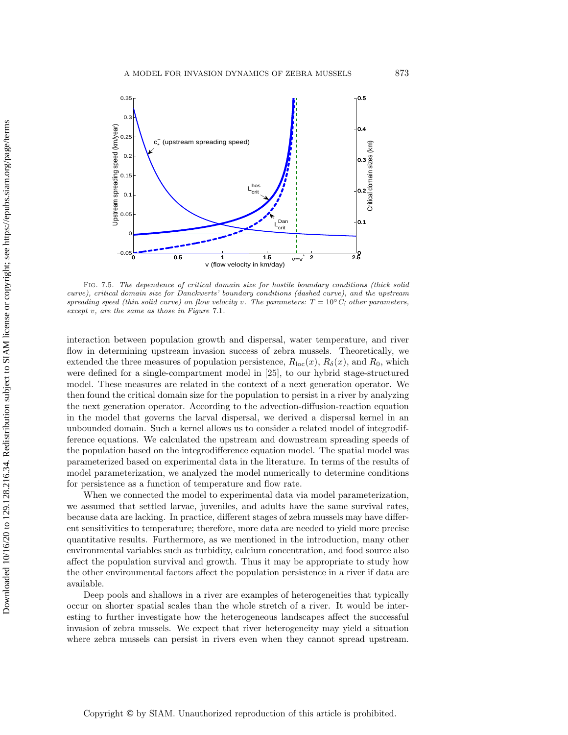Upstream spreading speed (km/year)

0.35
0.3
0.25
0.2
0.15
0.1
0.05
0
−0.05

Critical domain sizes (km)

0.5
0.4
0.3
0.2
0.1
0

$c_*^-$ (upstream spreading speed)

$L_{crit}^{hos}$

$L_{crit}^{Dan}$

0
0.5
1
1.5
$v=v^*$
2
2.5

v (flow velocity in km/day)

Fig. 7.5. *The dependence of critical domain size for hostile boundary conditions (thick solid curve), critical domain size for Danckwerts' boundary conditions (dashed curve), and the upstream spreading speed (thin solid curve) on flow velocity $v$. The parameters: $T = 10°C$; other parameters, except $v$, are the same as those in Figure* 7.1.

interaction between population growth and dispersal, water temperature, and river flow in determining upstream invasion success of zebra mussels. Theoretically, we extended the three measures of population persistence, $R_{\text{loc}}(x)$, $R_\delta(x)$, and $R_0$, which were defined for a single-compartment model in [25], to our hybrid stage-structured model. These measures are related in the context of a next generation operator. We then found the critical domain size for the population to persist in a river by analyzing the next generation operator. According to the advection-diffusion-reaction equation in the model that governs the larval dispersal, we derived a dispersal kernel in an unbounded domain. Such a kernel allows us to consider a related model of integrodifference equations. We calculated the upstream and downstream spreading speeds of the population based on the integrodifference equation model. The spatial model was parameterized based on experimental data in the literature. In terms of the results of model parameterization, we analyzed the model numerically to determine conditions for persistence as a function of temperature and flow rate.

When we connected the model to experimental data via model parameterization, we assumed that settled larvae, juveniles, and adults have the same survival rates, because data are lacking. In practice, different stages of zebra mussels may have different sensitivities to temperature; therefore, more data are needed to yield more precise quantitative results. Furthermore, as we mentioned in the introduction, many other environmental variables such as turbidity, calcium concentration, and food source also affect the population survival and growth. Thus it may be appropriate to study how the other environmental factors affect the population persistence in a river if data are available.

Deep pools and shallows in a river are examples of heterogeneities that typically occur on shorter spatial scales than the whole stretch of a river. It would be interesting to further investigate how the heterogeneous landscapes affect the successful invasion of zebra mussels. We expect that river heterogeneity may yield a situation where zebra mussels can persist in rivers even when they cannot spread upstream.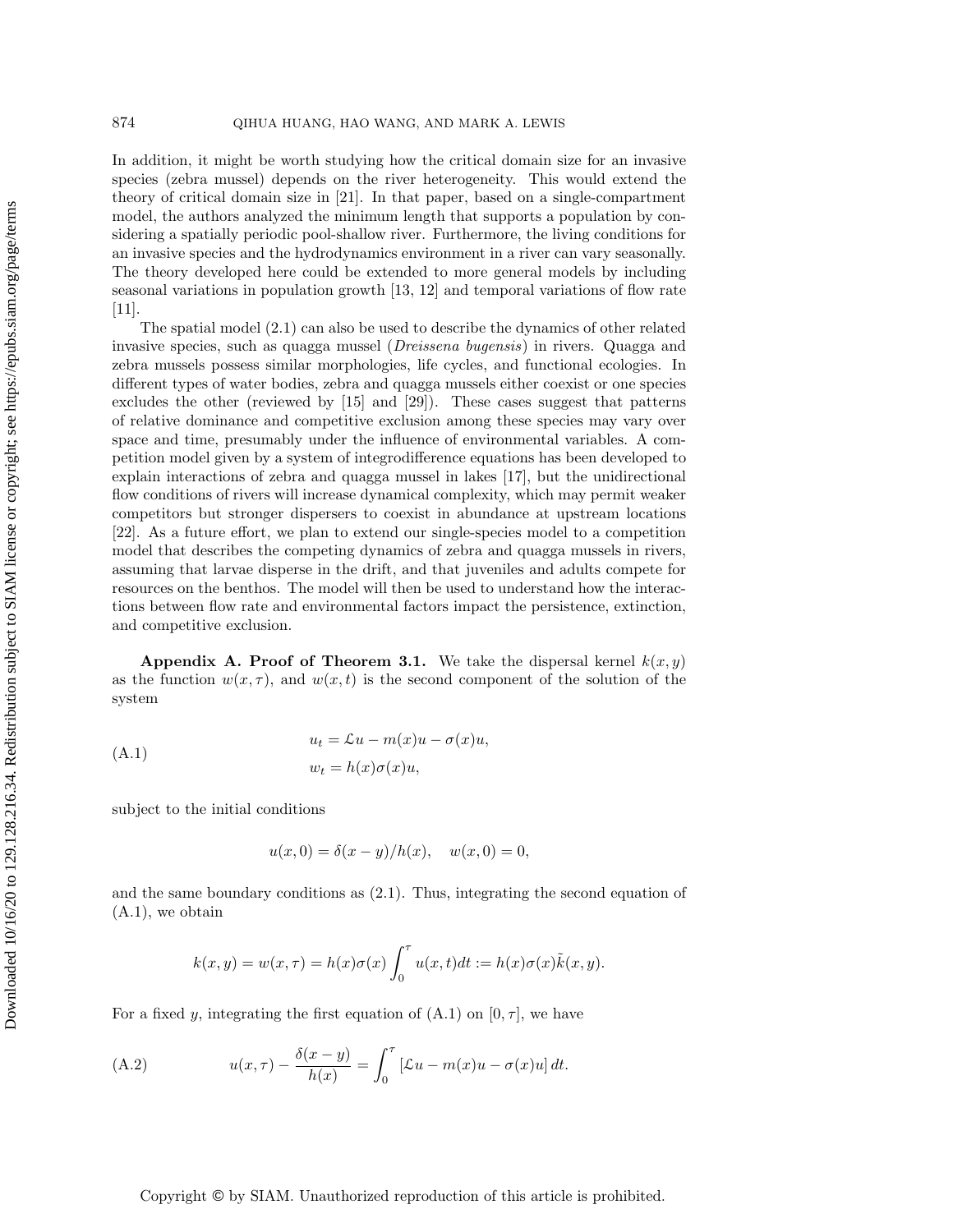In addition, it might be worth studying how the critical domain size for an invasive species (zebra mussel) depends on the river heterogeneity. This would extend the theory of critical domain size in [21]. In that paper, based on a single-compartment model, the authors analyzed the minimum length that supports a population by considering a spatially periodic pool-shallow river. Furthermore, the living conditions for an invasive species and the hydrodynamics environment in a river can vary seasonally. The theory developed here could be extended to more general models by including seasonal variations in population growth [13, 12] and temporal variations of flow rate [11].

The spatial model (2.1) can also be used to describe the dynamics of other related invasive species, such as quagga mussel (*Dreissena bugensis*) in rivers. Quagga and zebra mussels possess similar morphologies, life cycles, and functional ecologies. In different types of water bodies, zebra and quagga mussels either coexist or one species excludes the other (reviewed by [15] and [29]). These cases suggest that patterns of relative dominance and competitive exclusion among these species may vary over space and time, presumably under the influence of environmental variables. A competition model given by a system of integrodifference equations has been developed to explain interactions of zebra and quagga mussel in lakes [17], but the unidirectional flow conditions of rivers will increase dynamical complexity, which may permit weaker competitors but stronger dispersers to coexist in abundance at upstream locations [22]. As a future effort, we plan to extend our single-species model to a competition model that describes the competing dynamics of zebra and quagga mussels in rivers, assuming that larvae disperse in the drift, and that juveniles and adults compete for resources on the benthos. The model will then be used to understand how the interactions between flow rate and environmental factors impact the persistence, extinction, and competitive exclusion.

**Appendix A. Proof of Theorem 3.1.** We take the dispersal kernel $k(x, y)$ as the function $w(x, \tau)$, and $w(x, t)$ is the second component of the solution of the system

$$
\begin{aligned}
u_t &= \mathcal{L}u - m(x)u - \sigma(x)u, \\
w_t &= h(x)\sigma(x)u,
\end{aligned}
\tag{A.1}
$$

subject to the initial conditions

$$
u(x, 0) = \delta(x - y)/h(x), \quad w(x, 0) = 0,
$$

and the same boundary conditions as (2.1). Thus, integrating the second equation of (A.1), we obtain

$$
k(x, y) = w(x, \tau) = h(x)\sigma(x) \int_0^\tau u(x, t)dt := h(x)\sigma(x)\tilde{k}(x, y).
$$

For a fixed $y$, integrating the first equation of (A.1) on $[0, \tau]$, we have

$$
u(x, \tau) - \frac{\delta(x - y)}{h(x)} = \int_0^\tau [\mathcal{L}u - m(x)u - \sigma(x)u] \, dt.
\tag{A.2}
$$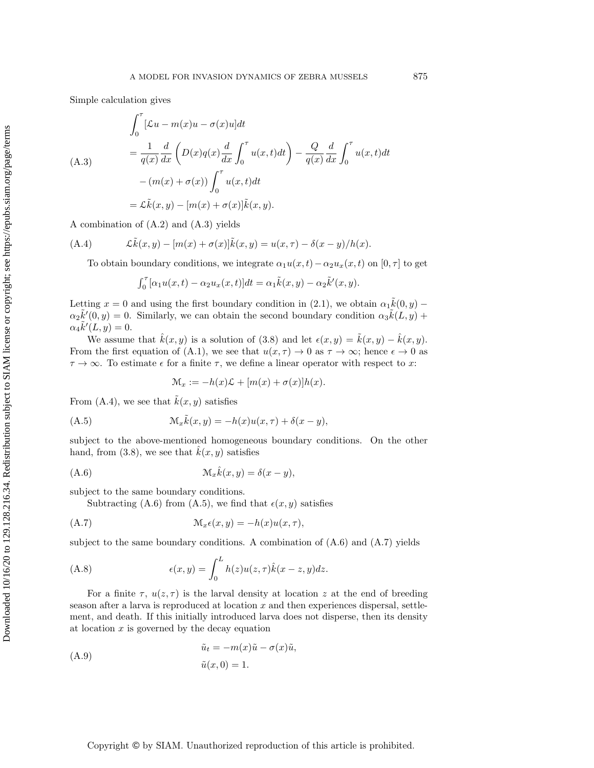Simple calculation gives

$$
\begin{aligned}
&\int_0^\tau [\mathcal{L}u - m(x)u - \sigma(x)u]dt \\
&= \frac{1}{q(x)}\frac{d}{dx}\left(D(x)q(x)\frac{d}{dx}\int_0^\tau u(x,t)dt\right) - \frac{Q}{q(x)}\frac{d}{dx}\int_0^\tau u(x,t)dt \\
&\quad - (m(x)+\sigma(x))\int_0^\tau u(x,t)dt \\
&= \mathcal{L}\tilde{k}(x,y) - [m(x)+\sigma(x)]\tilde{k}(x,y).
\end{aligned} \tag{A.3}
$$

A combination of (A.2) and (A.3) yields

$$
\mathcal{L}\tilde{k}(x,y) - [m(x)+\sigma(x)]\tilde{k}(x,y) = u(x,\tau) - \delta(x-y)/h(x). \tag{A.4}
$$

To obtain boundary conditions, we integrate $\alpha_1 u(x,t) - \alpha_2 u_x(x,t)$ on $[0,\tau]$ to get

$$
\int_0^\tau [\alpha_1 u(x,t) - \alpha_2 u_x(x,t)]dt = \alpha_1 \tilde{k}(x,y) - \alpha_2 \tilde{k}'(x,y).
$$

Letting $x = 0$ and using the first boundary condition in (2.1), we obtain $\alpha_1 \tilde{k}(0,y) - \alpha_2 \tilde{k}'(0,y) = 0$. Similarly, we can obtain the second boundary condition $\alpha_3 \tilde{k}(L,y) + \alpha_4 \tilde{k}'(L,y) = 0$.

We assume that $\hat{k}(x,y)$ is a solution of (3.8) and let $\epsilon(x,y) = \tilde{k}(x,y) - \hat{k}(x,y)$. From the first equation of (A.1), we see that $u(x,\tau) \to 0$ as $\tau \to \infty$; hence $\epsilon \to 0$ as $\tau \to \infty$. To estimate $\epsilon$ for a finite $\tau$, we define a linear operator with respect to $x$:

$$
\mathcal{M}_x := -h(x)\mathcal{L} + [m(x)+\sigma(x)]h(x).
$$

From (A.4), we see that $\tilde{k}(x,y)$ satisfies

$$
\mathcal{M}_x \tilde{k}(x,y) = -h(x)u(x,\tau) + \delta(x-y), \tag{A.5}
$$

subject to the above-mentioned homogeneous boundary conditions. On the other hand, from (3.8), we see that $\hat{k}(x,y)$ satisfies

$$
\mathcal{M}_x \hat{k}(x,y) = \delta(x-y), \tag{A.6}
$$

subject to the same boundary conditions.

Subtracting (A.6) from (A.5), we find that $\epsilon(x,y)$ satisfies

$$
\mathcal{M}_x \epsilon(x,y) = -h(x)u(x,\tau), \tag{A.7}
$$

subject to the same boundary conditions. A combination of (A.6) and (A.7) yields

$$
\epsilon(x,y) = \int_0^L h(z)u(z,\tau)\hat{k}(x-z,y)dz. \tag{A.8}
$$

For a finite $\tau$, $u(z,\tau)$ is the larval density at location $z$ at the end of breeding season after a larva is reproduced at location $x$ and then experiences dispersal, settlement, and death. If this initially introduced larva does not disperse, then its density at location $x$ is governed by the decay equation

$$
\begin{aligned}
&\tilde{u}_t = -m(x)\tilde{u} - \sigma(x)\tilde{u}, \\
&\tilde{u}(x,0) = 1.
\end{aligned} \tag{A.9}
$$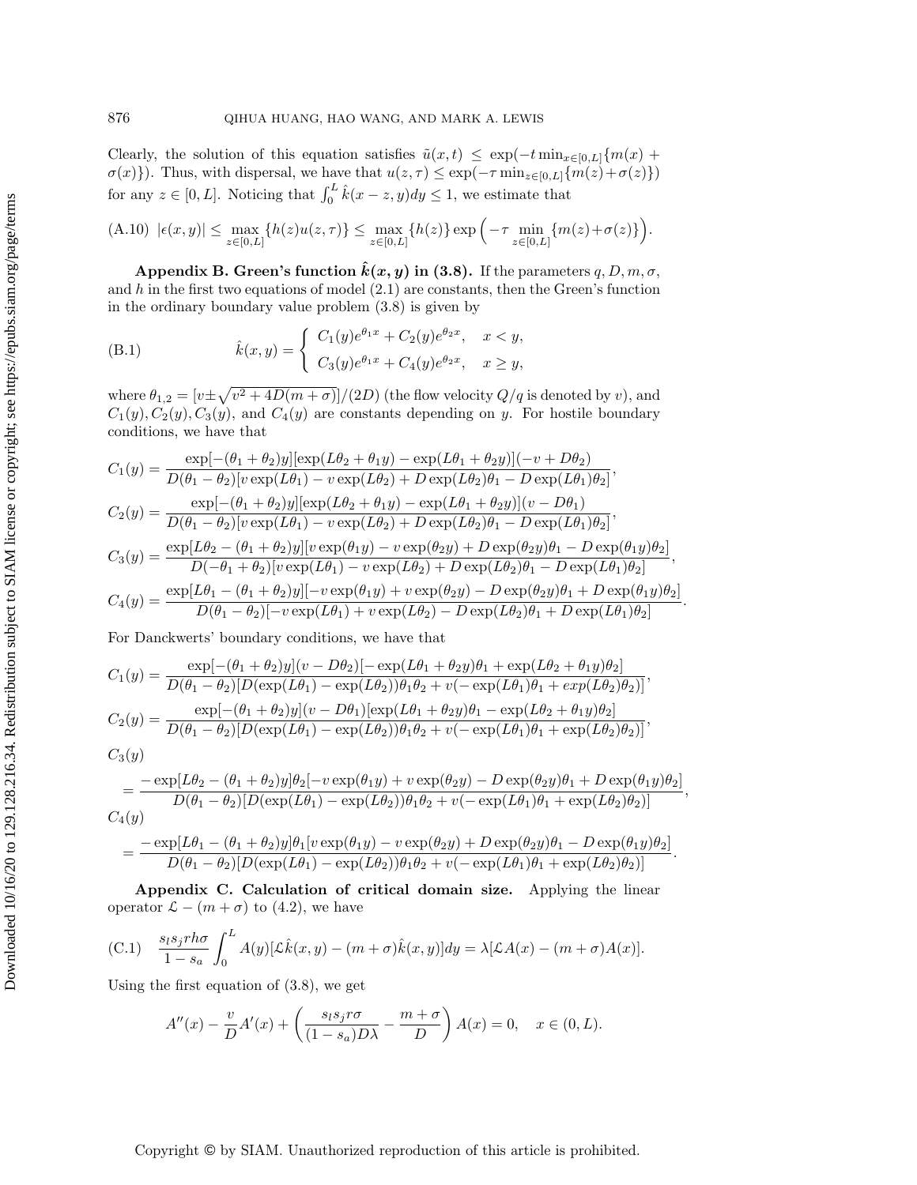Clearly, the solution of this equation satisfies $\tilde{u}(x,t) \leq \exp(-t \min_{x\in[0,L]}\{m(x) + \sigma(x)\})$. Thus, with dispersal, we have that $u(z,\tau) \leq \exp(-\tau \min_{z\in[0,L]}\{m(z)+\sigma(z)\})$ for any $z \in [0,L]$. Noticing that $\int_0^L \hat{k}(x-z,y)dy \leq 1$, we estimate that

$$\text{(A.10)} \quad |\epsilon(x,y)| \leq \max_{z\in[0,L]}\{h(z)u(z,\tau)\} \leq \max_{z\in[0,L]}\{h(z)\} \exp\Big(-\tau \min_{z\in[0,L]}\{m(z)+\sigma(z)\}\Big).$$

**Appendix B. Green's function $\hat{k}(x,y)$ in (3.8).** If the parameters $q, D, m, \sigma$, and $h$ in the first two equations of model (2.1) are constants, then the Green's function in the ordinary boundary value problem (3.8) is given by

$$\text{(B.1)} \qquad \hat{k}(x,y) = \begin{cases} C_1(y)e^{\theta_1 x} + C_2(y)e^{\theta_2 x}, & x < y, \\ C_3(y)e^{\theta_1 x} + C_4(y)e^{\theta_2 x}, & x \geq y, \end{cases}$$

where $\theta_{1,2} = [v \pm \sqrt{v^2 + 4D(m+\sigma)}]/(2D)$ (the flow velocity $Q/q$ is denoted by $v$), and $C_1(y), C_2(y), C_3(y)$, and $C_4(y)$ are constants depending on $y$. For hostile boundary conditions, we have that

$$C_1(y) = \frac{\exp[-(\theta_1+\theta_2)y][\exp(L\theta_2+\theta_1 y) - \exp(L\theta_1+\theta_2 y)](-v+D\theta_2)}{D(\theta_1-\theta_2)[v\exp(L\theta_1) - v\exp(L\theta_2) + D\exp(L\theta_2)\theta_1 - D\exp(L\theta_1)\theta_2]},$$

$$C_2(y) = \frac{\exp[-(\theta_1+\theta_2)y][\exp(L\theta_2+\theta_1 y) - \exp(L\theta_1+\theta_2 y)](v-D\theta_1)}{D(\theta_1-\theta_2)[v\exp(L\theta_1) - v\exp(L\theta_2) + D\exp(L\theta_2)\theta_1 - D\exp(L\theta_1)\theta_2]},$$

$$C_3(y) = \frac{\exp[L\theta_2 - (\theta_1+\theta_2)y][v\exp(\theta_1 y) - v\exp(\theta_2 y) + D\exp(\theta_2 y)\theta_1 - D\exp(\theta_1 y)\theta_2]}{D(-\theta_1+\theta_2)[v\exp(L\theta_1) - v\exp(L\theta_2) + D\exp(L\theta_2)\theta_1 - D\exp(L\theta_1)\theta_2]},$$

$$C_4(y) = \frac{\exp[L\theta_1 - (\theta_1+\theta_2)y][-v\exp(\theta_1 y) + v\exp(\theta_2 y) - D\exp(\theta_2 y)\theta_1 + D\exp(\theta_1 y)\theta_2]}{D(\theta_1-\theta_2)[-v\exp(L\theta_1) + v\exp(L\theta_2) - D\exp(L\theta_2)\theta_1 + D\exp(L\theta_1)\theta_2]}.$$

For Danckwerts' boundary conditions, we have that

$$C_1(y) = \frac{\exp[-(\theta_1+\theta_2)y](v-D\theta_2)[-\exp(L\theta_1+\theta_2 y)\theta_1 + \exp(L\theta_2+\theta_1 y)\theta_2]}{D(\theta_1-\theta_2)[D(\exp(L\theta_1) - \exp(L\theta_2))\theta_1\theta_2 + v(-\exp(L\theta_1)\theta_1 + exp(L\theta_2)\theta_2)]},$$

$$C_2(y) = \frac{\exp[-(\theta_1+\theta_2)y](v-D\theta_1)[\exp(L\theta_1+\theta_2 y)\theta_1 - \exp(L\theta_2+\theta_1 y)\theta_2]}{D(\theta_1-\theta_2)[D(\exp(L\theta_1) - \exp(L\theta_2))\theta_1\theta_2 + v(-\exp(L\theta_1)\theta_1 + \exp(L\theta_2)\theta_2)]},$$

$$C_3(y) = \frac{-\exp[L\theta_2 - (\theta_1+\theta_2)y]\theta_2[-v\exp(\theta_1 y) + v\exp(\theta_2 y) - D\exp(\theta_2 y)\theta_1 + D\exp(\theta_1 y)\theta_2]}{D(\theta_1-\theta_2)[D(\exp(L\theta_1) - \exp(L\theta_2))\theta_1\theta_2 + v(-\exp(L\theta_1)\theta_1 + \exp(L\theta_2)\theta_2)]},$$

$$C_4(y) = \frac{-\exp[L\theta_1 - (\theta_1+\theta_2)y]\theta_1[v\exp(\theta_1 y) - v\exp(\theta_2 y) + D\exp(\theta_2 y)\theta_1 - D\exp(\theta_1 y)\theta_2]}{D(\theta_1-\theta_2)[D(\exp(L\theta_1) - \exp(L\theta_2))\theta_1\theta_2 + v(-\exp(L\theta_1)\theta_1 + \exp(L\theta_2)\theta_2)]}.$$

**Appendix C. Calculation of critical domain size.** Applying the linear operator $\mathcal{L} - (m+\sigma)$ to (4.2), we have

$$\text{(C.1)} \quad \frac{s_l s_j r h \sigma}{1-s_a} \int_0^L A(y)[\mathcal{L}\hat{k}(x,y) - (m+\sigma)\hat{k}(x,y)]dy = \lambda[\mathcal{L}A(x) - (m+\sigma)A(x)].$$

Using the first equation of (3.8), we get

$$A''(x) - \frac{v}{D}A'(x) + \left(\frac{s_l s_j r \sigma}{(1-s_a)D\lambda} - \frac{m+\sigma}{D}\right)A(x) = 0, \quad x \in (0,L).$$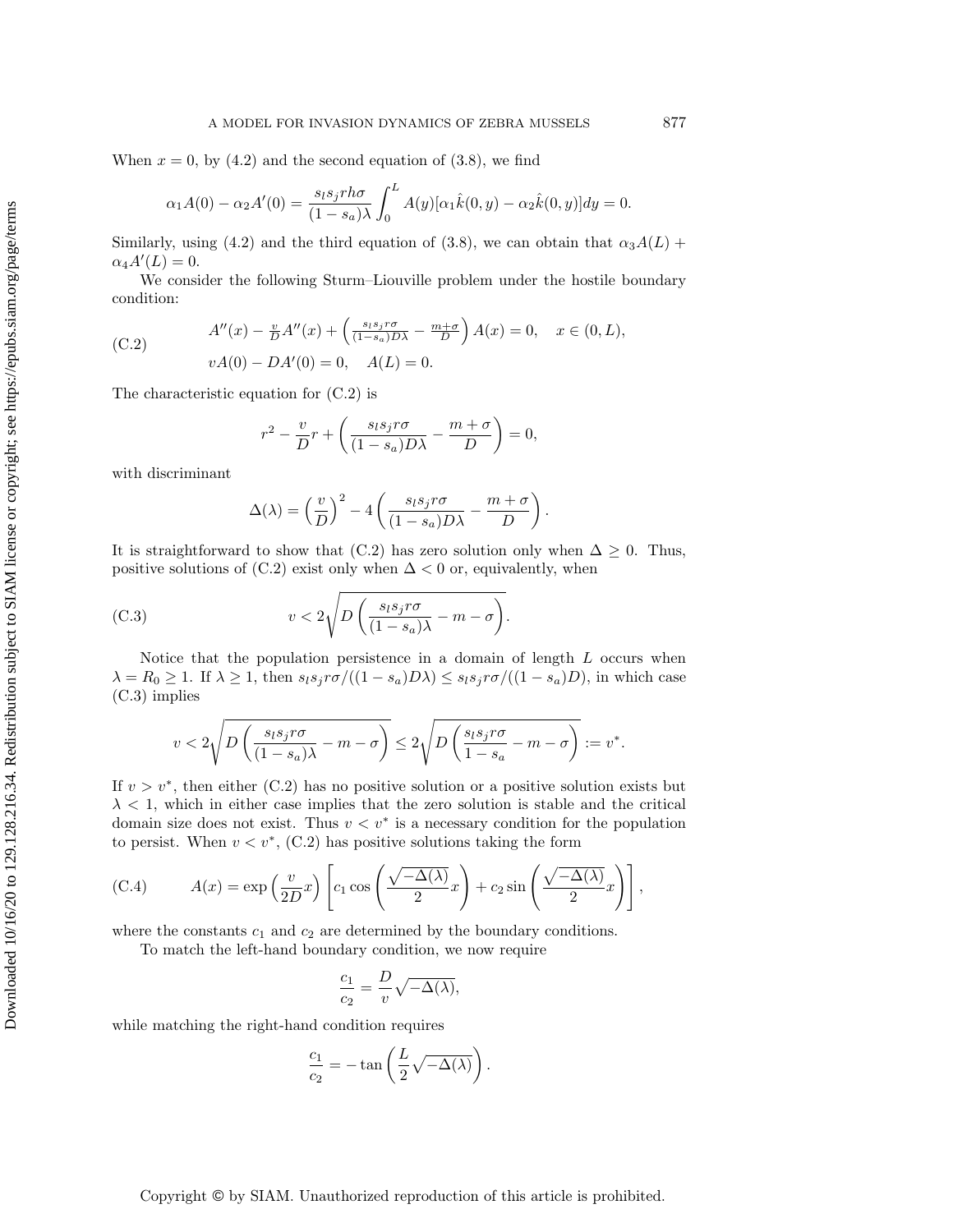When $x = 0$, by (4.2) and the second equation of (3.8), we find

$$\alpha_1 A(0) - \alpha_2 A'(0) = \frac{s_l s_j r h \sigma}{(1-s_a)\lambda} \int_0^L A(y)[\alpha_1 \hat{k}(0,y) - \alpha_2 \hat{k}(0,y)]dy = 0.$$

Similarly, using (4.2) and the third equation of (3.8), we can obtain that $\alpha_3 A(L) + \alpha_4 A'(L) = 0$.

We consider the following Sturm–Liouville problem under the hostile boundary condition:

$$\begin{aligned} &A''(x) - \tfrac{v}{D}A''(x) + \left(\tfrac{s_l s_j r \sigma}{(1-s_a)D\lambda} - \tfrac{m+\sigma}{D}\right)A(x) = 0, \quad x \in (0,L), \\ &vA(0) - DA'(0) = 0, \quad A(L) = 0. \end{aligned} \tag{C.2}$$

The characteristic equation for (C.2) is

$$r^2 - \frac{v}{D}r + \left(\frac{s_l s_j r \sigma}{(1-s_a)D\lambda} - \frac{m+\sigma}{D}\right) = 0,$$

with discriminant

$$\Delta(\lambda) = \left(\frac{v}{D}\right)^2 - 4\left(\frac{s_l s_j r \sigma}{(1-s_a)D\lambda} - \frac{m+\sigma}{D}\right).$$

It is straightforward to show that (C.2) has zero solution only when $\Delta \geq 0$. Thus, positive solutions of (C.2) exist only when $\Delta < 0$ or, equivalently, when

$$v < 2\sqrt{D\left(\frac{s_l s_j r \sigma}{(1-s_a)\lambda} - m - \sigma\right)}. \tag{C.3}$$

Notice that the population persistence in a domain of length $L$ occurs when $\lambda = R_0 \geq 1$. If $\lambda \geq 1$, then $s_l s_j r\sigma/((1-s_a)D\lambda) \leq s_l s_j r\sigma/((1-s_a)D)$, in which case (C.3) implies

$$v < 2\sqrt{D\left(\frac{s_l s_j r \sigma}{(1-s_a)\lambda} - m - \sigma\right)} \leq 2\sqrt{D\left(\frac{s_l s_j r \sigma}{1-s_a} - m - \sigma\right)} := v^*.$$

If $v > v^*$, then either (C.2) has no positive solution or a positive solution exists but $\lambda < 1$, which in either case implies that the zero solution is stable and the critical domain size does not exist. Thus $v < v^*$ is a necessary condition for the population to persist. When $v < v^*$, (C.2) has positive solutions taking the form

$$A(x) = \exp\left(\frac{v}{2D}x\right)\left[c_1 \cos\left(\frac{\sqrt{-\Delta(\lambda)}}{2}x\right) + c_2 \sin\left(\frac{\sqrt{-\Delta(\lambda)}}{2}x\right)\right], \tag{C.4}$$

where the constants $c_1$ and $c_2$ are determined by the boundary conditions.

To match the left-hand boundary condition, we now require

$$\frac{c_1}{c_2} = \frac{D}{v}\sqrt{-\Delta(\lambda)},$$

while matching the right-hand condition requires

$$\frac{c_1}{c_2} = -\tan\left(\frac{L}{2}\sqrt{-\Delta(\lambda)}\right).$$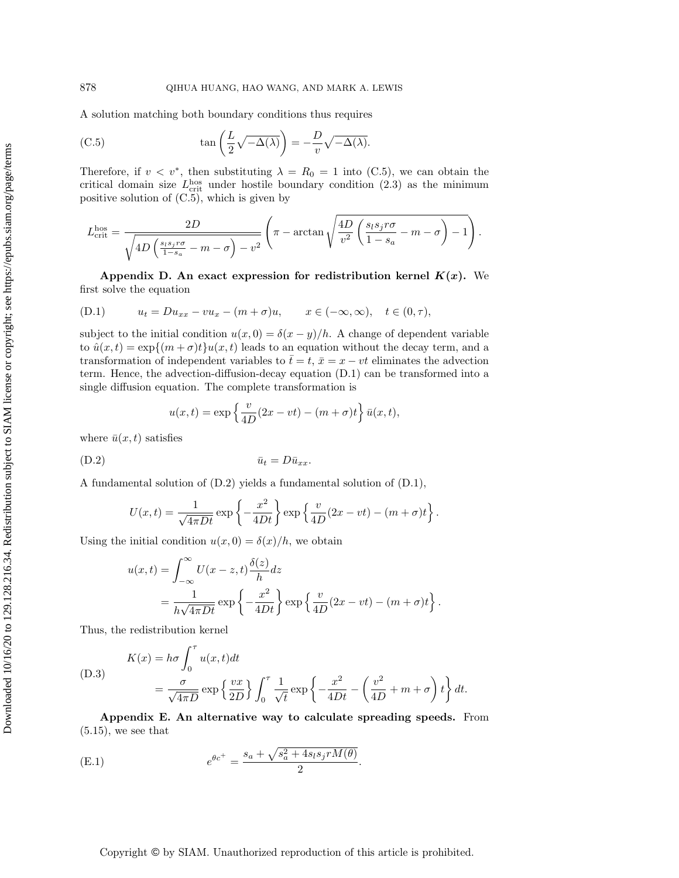A solution matching both boundary conditions thus requires

$$\tan\left(\frac{L}{2}\sqrt{-\Delta(\lambda)}\right) = -\frac{D}{v}\sqrt{-\Delta(\lambda)}. \tag{C.5}$$

Therefore, if $v < v^*$, then substituting $\lambda = R_0 = 1$ into (C.5), we can obtain the critical domain size $L_{\rm crit}^{\rm hos}$ under hostile boundary condition (2.3) as the minimum positive solution of (C.5), which is given by

$$L_{\rm crit}^{\rm hos} = \frac{2D}{\sqrt{4D\left(\frac{s_l s_j r\sigma}{1-s_a} - m - \sigma\right) - v^2}}\left(\pi - \arctan\sqrt{\frac{4D}{v^2}\left(\frac{s_l s_j r\sigma}{1-s_a} - m - \sigma\right) - 1}\right).$$

**Appendix D. An exact expression for redistribution kernel $K(x)$.** We first solve the equation

$$u_t = Du_{xx} - vu_x - (m+\sigma)u, \qquad x \in (-\infty, \infty), \quad t \in (0, \tau), \tag{D.1}$$

subject to the initial condition $u(x,0) = \delta(x-y)/h$. A change of dependent variable to $\hat{u}(x,t) = \exp\{(m+\sigma)t\}u(x,t)$ leads to an equation without the decay term, and a transformation of independent variables to $\bar{t} = t$, $\bar{x} = x - vt$ eliminates the advection term. Hence, the advection-diffusion-decay equation (D.1) can be transformed into a single diffusion equation. The complete transformation is

$$u(x,t) = \exp\left\{\frac{v}{4D}(2x - vt) - (m+\sigma)t\right\}\bar{u}(x,t),$$

where $\bar{u}(x,t)$ satisfies

$$\bar{u}_t = D\bar{u}_{xx}. \tag{D.2}$$

A fundamental solution of (D.2) yields a fundamental solution of (D.1),

$$U(x,t) = \frac{1}{\sqrt{4\pi Dt}}\exp\left\{-\frac{x^2}{4Dt}\right\}\exp\left\{\frac{v}{4D}(2x - vt) - (m+\sigma)t\right\}.$$

Using the initial condition $u(x,0) = \delta(x)/h$, we obtain

$$\begin{aligned}
u(x,t) &= \int_{-\infty}^{\infty} U(x-z,t)\frac{\delta(z)}{h}dz \\
&= \frac{1}{h\sqrt{4\pi Dt}}\exp\left\{-\frac{x^2}{4Dt}\right\}\exp\left\{\frac{v}{4D}(2x - vt) - (m+\sigma)t\right\}.
\end{aligned}$$

Thus, the redistribution kernel

$$\begin{aligned}
K(x) &= h\sigma\int_0^{\tau} u(x,t)dt \\
&= \frac{\sigma}{\sqrt{4\pi D}}\exp\left\{\frac{vx}{2D}\right\}\int_0^{\tau}\frac{1}{\sqrt{t}}\exp\left\{-\frac{x^2}{4Dt} - \left(\frac{v^2}{4D} + m + \sigma\right)t\right\}dt.
\end{aligned} \tag{D.3}$$

**Appendix E. An alternative way to calculate spreading speeds.** From (5.15), we see that

$$e^{\theta c^+} = \frac{s_a + \sqrt{s_a^2 + 4s_l s_j r M(\theta)}}{2}. \tag{E.1}$$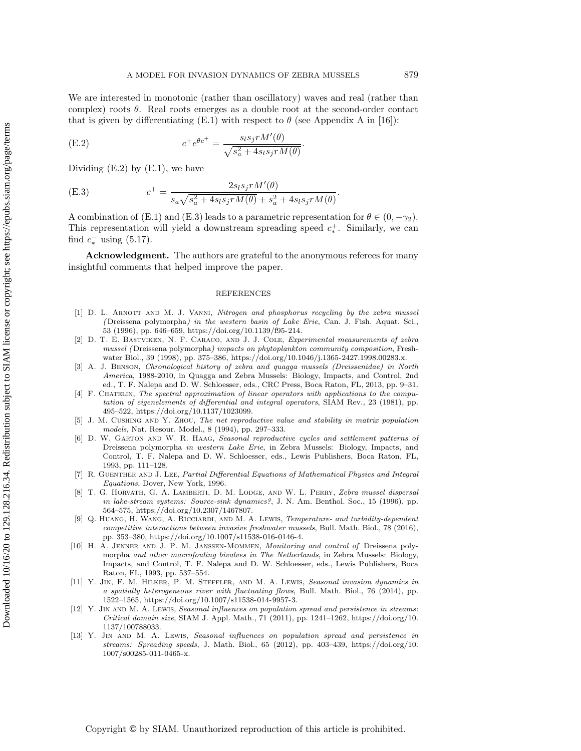We are interested in monotonic (rather than oscillatory) waves and real (rather than complex) roots $\theta$. Real roots emerges as a double root at the second-order contact that is given by differentiating (E.1) with respect to $\theta$ (see Appendix A in [16]):

$$c^+ e^{\theta c^+} = \frac{s_l s_j r M'(\theta)}{\sqrt{s_a^2 + 4 s_l s_j r M(\theta)}}. \tag{E.2}$$

Dividing (E.2) by (E.1), we have

$$c^+ = \frac{2 s_l s_j r M'(\theta)}{s_a \sqrt{s_a^2 + 4 s_l s_j r M(\theta)} + s_a^2 + 4 s_l s_j r M(\theta)}. \tag{E.3}$$

A combination of (E.1) and (E.3) leads to a parametric representation for $\theta \in (0, -\gamma_2)$. This representation will yield a downstream spreading speed $c_*^+$. Similarly, we can find $c_*^-$ using (5.17).

**Acknowledgment.** The authors are grateful to the anonymous referees for many insightful comments that helped improve the paper.

## REFERENCES

[1] D. L. Arnott and M. J. Vanni, *Nitrogen and phosphorus recycling by the zebra mussel (*Dreissena polymorpha*) in the western basin of Lake Erie*, Can. J. Fish. Aquat. Sci., 53 (1996), pp. 646–659, https://doi.org/10.1139/f95-214.

[2] D. T. E. Bastviken, N. F. Caraco, and J. J. Cole, *Experimental measurements of zebra mussel (*Dreissena polymorpha*) impacts on phytoplankton community composition*, Freshwater Biol., 39 (1998), pp. 375–386, https://doi.org/10.1046/j.1365-2427.1998.00283.x.

[3] A. J. Benson, *Chronological history of zebra and quagga mussels (Dreissenidae) in North America,* 1988-2010, in Quagga and Zebra Mussels: Biology, Impacts, and Control, 2nd ed., T. F. Nalepa and D. W. Schloesser, eds., CRC Press, Boca Raton, FL, 2013, pp. 9–31.

[4] F. Chatelin, *The spectral approximation of linear operators with applications to the computation of eigenelements of differential and integral operators*, SIAM Rev., 23 (1981), pp. 495–522, https://doi.org/10.1137/1023099.

[5] J. M. Cushing and Y. Zhou, *The net reproductive value and stability in matrix population models*, Nat. Resour. Model., 8 (1994), pp. 297–333.

[6] D. W. Garton and W. R. Haag, *Seasonal reproductive cycles and settlement patterns of* Dreissena polymorpha *in western Lake Erie*, in Zebra Mussels: Biology, Impacts, and Control, T. F. Nalepa and D. W. Schloesser, eds., Lewis Publishers, Boca Raton, FL, 1993, pp. 111–128.

[7] R. Guenther and J. Lee, *Partial Differential Equations of Mathematical Physics and Integral Equations*, Dover, New York, 1996.

[8] T. G. Horvath, G. A. Lamberti, D. M. Lodge, and W. L. Perry, *Zebra mussel dispersal in lake-stream systems: Source-sink dynamics?*, J. N. Am. Benthol. Soc., 15 (1996), pp. 564–575, https://doi.org/10.2307/1467807.

[9] Q. Huang, H. Wang, A. Ricciardi, and M. A. Lewis, *Temperature- and turbidity-dependent competitive interactions between invasive freshwater mussels*, Bull. Math. Biol., 78 (2016), pp. 353–380, https://doi.org/10.1007/s11538-016-0146-4.

[10] H. A. Jenner and J. P. M. Janssen-Mommen, *Monitoring and control of* Dreissena polymorpha *and other macrofouling bivalves in The Netherlands*, in Zebra Mussels: Biology, Impacts, and Control, T. F. Nalepa and D. W. Schloesser, eds., Lewis Publishers, Boca Raton, FL, 1993, pp. 537–554.

[11] Y. Jin, F. M. Hilker, P. M. Steffler, and M. A. Lewis, *Seasonal invasion dynamics in a spatially heterogeneous river with fluctuating flows*, Bull. Math. Biol., 76 (2014), pp. 1522–1565, https://doi.org/10.1007/s11538-014-9957-3.

[12] Y. Jin and M. A. Lewis, *Seasonal influences on population spread and persistence in streams: Critical domain size*, SIAM J. Appl. Math., 71 (2011), pp. 1241–1262, https://doi.org/10.1137/100788033.

[13] Y. Jin and M. A. Lewis, *Seasonal influences on population spread and persistence in streams: Spreading speeds*, J. Math. Biol., 65 (2012), pp. 403–439, https://doi.org/10.1007/s00285-011-0465-x.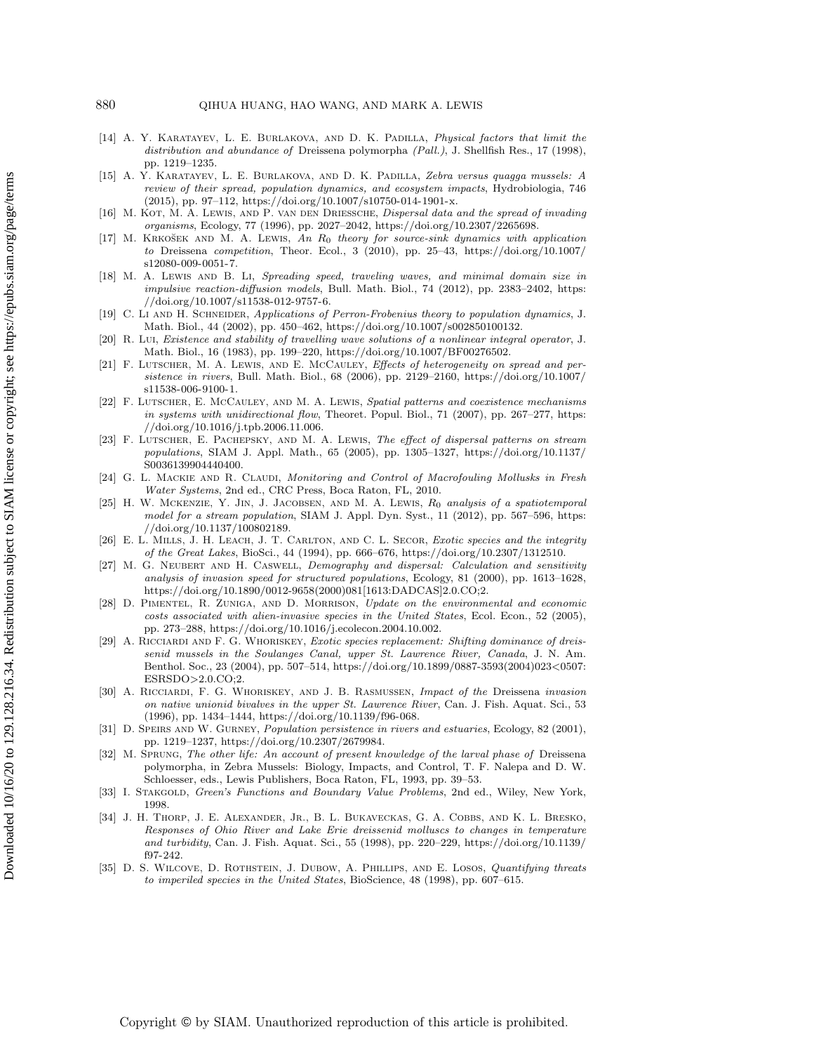[14] A. Y. Karatayev, L. E. Burlakova, and D. K. Padilla, *Physical factors that limit the distribution and abundance of* Dreissena polymorpha *(Pall.)*, J. Shellfish Res., 17 (1998), pp. 1219–1235.

[15] A. Y. Karatayev, L. E. Burlakova, and D. K. Padilla, *Zebra versus quagga mussels: A review of their spread, population dynamics, and ecosystem impacts*, Hydrobiologia, 746 (2015), pp. 97–112, https://doi.org/10.1007/s10750-014-1901-x.

[16] M. Kot, M. A. Lewis, and P. van den Driessche, *Dispersal data and the spread of invading organisms*, Ecology, 77 (1996), pp. 2027–2042, https://doi.org/10.2307/2265698.

[17] M. Krkošek and M. A. Lewis, *An $R_0$ theory for source-sink dynamics with application to* Dreissena *competition*, Theor. Ecol., 3 (2010), pp. 25–43, https://doi.org/10.1007/s12080-009-0051-7.

[18] M. A. Lewis and B. Li, *Spreading speed, traveling waves, and minimal domain size in impulsive reaction-diffusion models*, Bull. Math. Biol., 74 (2012), pp. 2383–2402, https://doi.org/10.1007/s11538-012-9757-6.

[19] C. Li and H. Schneider, *Applications of Perron-Frobenius theory to population dynamics*, J. Math. Biol., 44 (2002), pp. 450–462, https://doi.org/10.1007/s002850100132.

[20] R. Lui, *Existence and stability of travelling wave solutions of a nonlinear integral operator*, J. Math. Biol., 16 (1983), pp. 199–220, https://doi.org/10.1007/BF00276502.

[21] F. Lutscher, M. A. Lewis, and E. McCauley, *Effects of heterogeneity on spread and persistence in rivers*, Bull. Math. Biol., 68 (2006), pp. 2129–2160, https://doi.org/10.1007/s11538-006-9100-1.

[22] F. Lutscher, E. McCauley, and M. A. Lewis, *Spatial patterns and coexistence mechanisms in systems with unidirectional flow*, Theoret. Popul. Biol., 71 (2007), pp. 267–277, https://doi.org/10.1016/j.tpb.2006.11.006.

[23] F. Lutscher, E. Pachepsky, and M. A. Lewis, *The effect of dispersal patterns on stream populations*, SIAM J. Appl. Math., 65 (2005), pp. 1305–1327, https://doi.org/10.1137/S0036139904440400.

[24] G. L. Mackie and R. Claudi, *Monitoring and Control of Macrofouling Mollusks in Fresh Water Systems*, 2nd ed., CRC Press, Boca Raton, FL, 2010.

[25] H. W. Mckenzie, Y. Jin, J. Jacobsen, and M. A. Lewis, *$R_0$ analysis of a spatiotemporal model for a stream population*, SIAM J. Appl. Dyn. Syst., 11 (2012), pp. 567–596, https://doi.org/10.1137/100802189.

[26] E. L. Mills, J. H. Leach, J. T. Carlton, and C. L. Secor, *Exotic species and the integrity of the Great Lakes*, BioSci., 44 (1994), pp. 666–676, https://doi.org/10.2307/1312510.

[27] M. G. Neubert and H. Caswell, *Demography and dispersal: Calculation and sensitivity analysis of invasion speed for structured populations*, Ecology, 81 (2000), pp. 1613–1628, https://doi.org/10.1890/0012-9658(2000)081[1613:DADCAS]2.0.CO;2.

[28] D. Pimentel, R. Zuniga, and D. Morrison, *Update on the environmental and economic costs associated with alien-invasive species in the United States*, Ecol. Econ., 52 (2005), pp. 273–288, https://doi.org/10.1016/j.ecolecon.2004.10.002.

[29] A. Ricciardi and F. G. Whoriskey, *Exotic species replacement: Shifting dominance of dreissenid mussels in the Soulanges Canal, upper St. Lawrence River, Canada*, J. N. Am. Benthol. Soc., 23 (2004), pp. 507–514, https://doi.org/10.1899/0887-3593(2004)023<0507:ESRSDO>2.0.CO;2.

[30] A. Ricciardi, F. G. Whoriskey, and J. B. Rasmussen, *Impact of the* Dreissena *invasion on native unionid bivalves in the upper St. Lawrence River*, Can. J. Fish. Aquat. Sci., 53 (1996), pp. 1434–1444, https://doi.org/10.1139/f96-068.

[31] D. Speirs and W. Gurney, *Population persistence in rivers and estuaries*, Ecology, 82 (2001), pp. 1219–1237, https://doi.org/10.2307/2679984.

[32] M. Sprung, *The other life: An account of present knowledge of the larval phase of* Dreissena polymorpha, in Zebra Mussels: Biology, Impacts, and Control, T. F. Nalepa and D. W. Schloesser, eds., Lewis Publishers, Boca Raton, FL, 1993, pp. 39–53.

[33] I. Stakgold, *Green's Functions and Boundary Value Problems*, 2nd ed., Wiley, New York, 1998.

[34] J. H. Thorp, J. E. Alexander, Jr., B. L. Bukaveckas, G. A. Cobbs, and K. L. Bresko, *Responses of Ohio River and Lake Erie dreissenid molluscs to changes in temperature and turbidity*, Can. J. Fish. Aquat. Sci., 55 (1998), pp. 220–229, https://doi.org/10.1139/f97-242.

[35] D. S. Wilcove, D. Rothstein, J. Dubow, A. Phillips, and E. Losos, *Quantifying threats to imperiled species in the United States*, BioScience, 48 (1998), pp. 607–615.